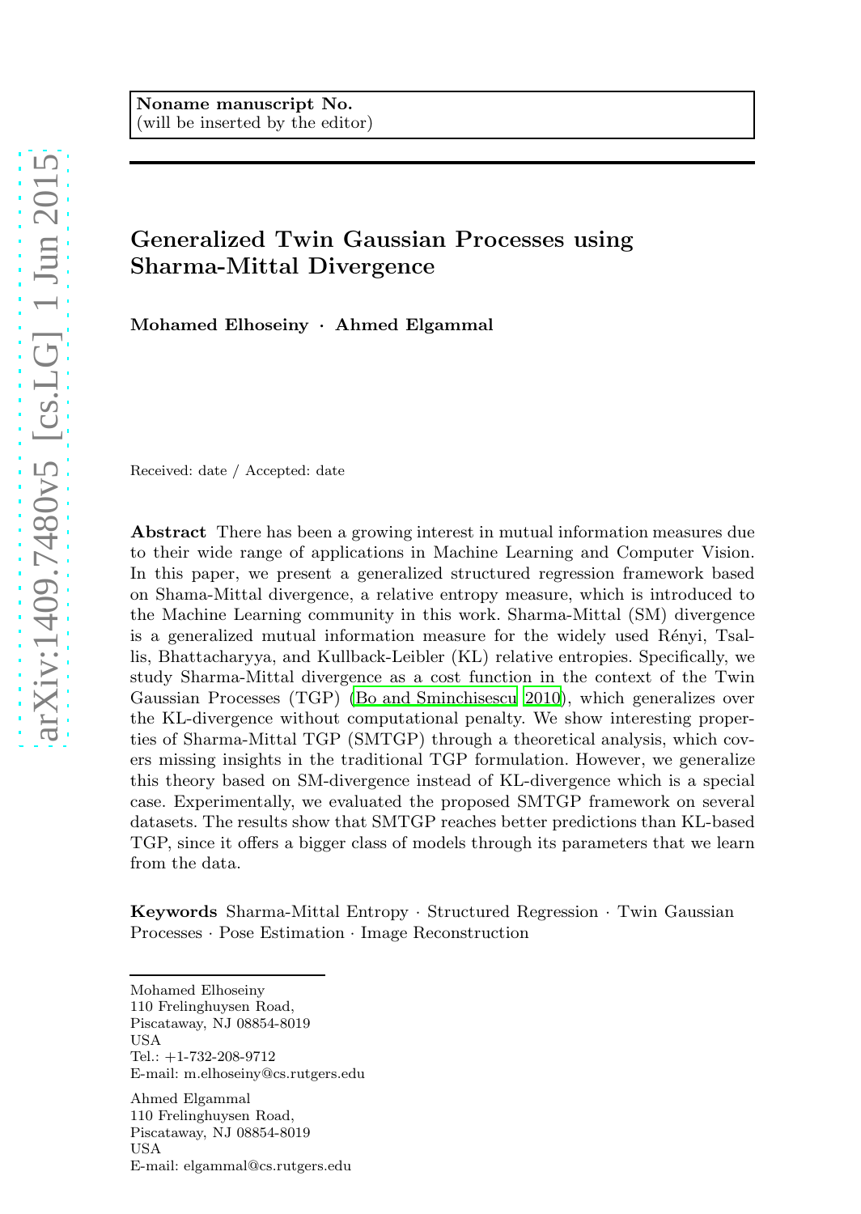Noname manuscript No.
(will be inserted by the editor)

# Generalized Twin Gaussian Processes using Sharma-Mittal Divergence

**Mohamed Elhoseiny · Ahmed Elgammal**

Received: date / Accepted: date

**Abstract** There has been a growing interest in mutual information measures due to their wide range of applications in Machine Learning and Computer Vision. In this paper, we present a generalized structured regression framework based on Shama-Mittal divergence, a relative entropy measure, which is introduced to the Machine Learning community in this work. Sharma-Mittal (SM) divergence is a generalized mutual information measure for the widely used Rényi, Tsallis, Bhattacharyya, and Kullback-Leibler (KL) relative entropies. Specifically, we study Sharma-Mittal divergence as a cost function in the context of the Twin Gaussian Processes (TGP) (Bo and Sminchisescu 2010), which generalizes over the KL-divergence without computational penalty. We show interesting properties of Sharma-Mittal TGP (SMTGP) through a theoretical analysis, which covers missing insights in the traditional TGP formulation. However, we generalize this theory based on SM-divergence instead of KL-divergence which is a special case. Experimentally, we evaluated the proposed SMTGP framework on several datasets. The results show that SMTGP reaches better predictions than KL-based TGP, since it offers a bigger class of models through its parameters that we learn from the data.

**Keywords** Sharma-Mittal Entropy · Structured Regression · Twin Gaussian Processes · Pose Estimation · Image Reconstruction

---

Mohamed Elhoseiny
110 Frelinghuysen Road,
Piscataway, NJ 08854-8019
USA
Tel.: +1-732-208-9712
E-mail: m.elhoseiny@cs.rutgers.edu

Ahmed Elgammal
110 Frelinghuysen Road,
Piscataway, NJ 08854-8019
USA
E-mail: elgammal@cs.rutgers.edu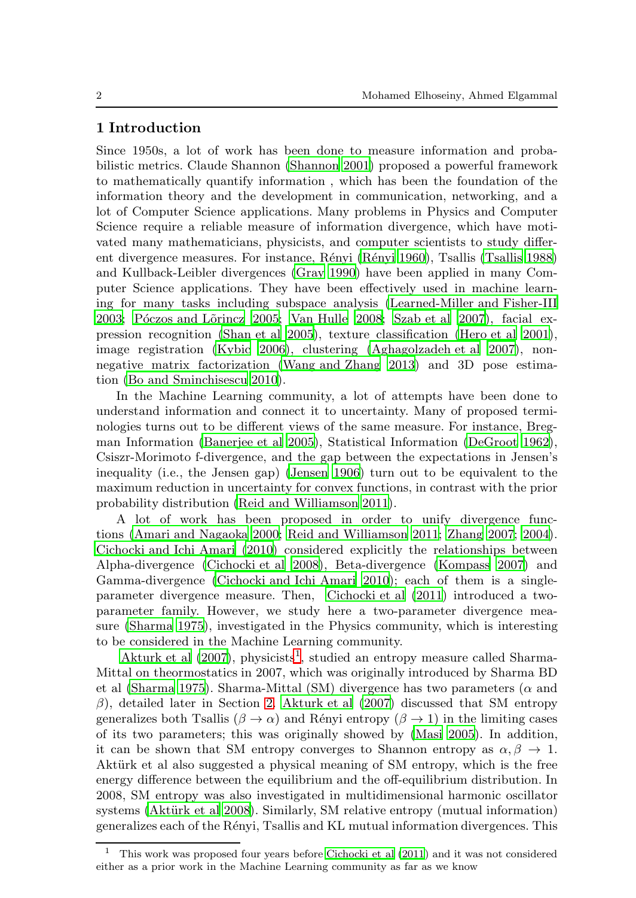## 1 Introduction

Since 1950s, a lot of work has been done to measure information and probabilistic metrics. Claude Shannon (Shannon 2001) proposed a powerful framework to mathematically quantify information , which has been the foundation of the information theory and the development in communication, networking, and a lot of Computer Science applications. Many problems in Physics and Computer Science require a reliable measure of information divergence, which have motivated many mathematicians, physicists, and computer scientists to study different divergence measures. For instance, Rényi (Rényi 1960), Tsallis (Tsallis 1988) and Kullback-Leibler divergences (Gray 1990) have been applied in many Computer Science applications. They have been effectively used in machine learning for many tasks including subspace analysis (Learned-Miller and Fisher-III 2003; Póczos and Lõrincz 2005; Van Hulle 2008; Szab et al 2007), facial expression recognition (Shan et al 2005), texture classification (Hero et al 2001), image registration (Kybic 2006), clustering (Aghagolzadeh et al 2007), non-negative matrix factorization (Wang and Zhang 2013) and 3D pose estimation (Bo and Sminchisescu 2010).

In the Machine Learning community, a lot of attempts have been done to understand information and connect it to uncertainty. Many of proposed terminologies turns out to be different views of the same measure. For instance, Bregman Information (Banerjee et al 2005), Statistical Information (DeGroot 1962), Csiszr-Morimoto f-divergence, and the gap between the expectations in Jensen's inequality (i.e., the Jensen gap) (Jensen 1906) turn out to be equivalent to the maximum reduction in uncertainty for convex functions, in contrast with the prior probability distribution (Reid and Williamson 2011).

A lot of work has been proposed in order to unify divergence functions (Amari and Nagaoka 2000; Reid and Williamson 2011; Zhang 2007; 2004). Cichocki and Ichi Amari (2010) considered explicitly the relationships between Alpha-divergence (Cichocki et al 2008), Beta-divergence (Kompass 2007) and Gamma-divergence (Cichocki and Ichi Amari 2010); each of them is a single-parameter divergence measure. Then, Cichocki et al (2011) introduced a two-parameter family. However, we study here a two-parameter divergence measure (Sharma 1975), investigated in the Physics community, which is interesting to be considered in the Machine Learning community.

Akturk et al (2007), physicists[1], studied an entropy measure called Sharma-Mittal on theormostatics in 2007, which was originally introduced by Sharma BD et al (Sharma 1975). Sharma-Mittal (SM) divergence has two parameters ($\alpha$ and $\beta$), detailed later in Section 2. Akturk et al (2007) discussed that SM entropy generalizes both Tsallis ($\beta \to \alpha$) and Rényi entropy ($\beta \to 1$) in the limiting cases of its two parameters; this was originally showed by (Masi 2005). In addition, it can be shown that SM entropy converges to Shannon entropy as $\alpha, \beta \to 1$. Aktürk et al also suggested a physical meaning of SM entropy, which is the free energy difference between the equilibrium and the off-equilibrium distribution. In 2008, SM entropy was also investigated in multidimensional harmonic oscillator systems (Aktürk et al 2008). Similarly, SM relative entropy (mutual information) generalizes each of the Rényi, Tsallis and KL mutual information divergences. This

[1] This work was proposed four years before Cichocki et al (2011) and it was not considered either as a prior work in the Machine Learning community as far as we know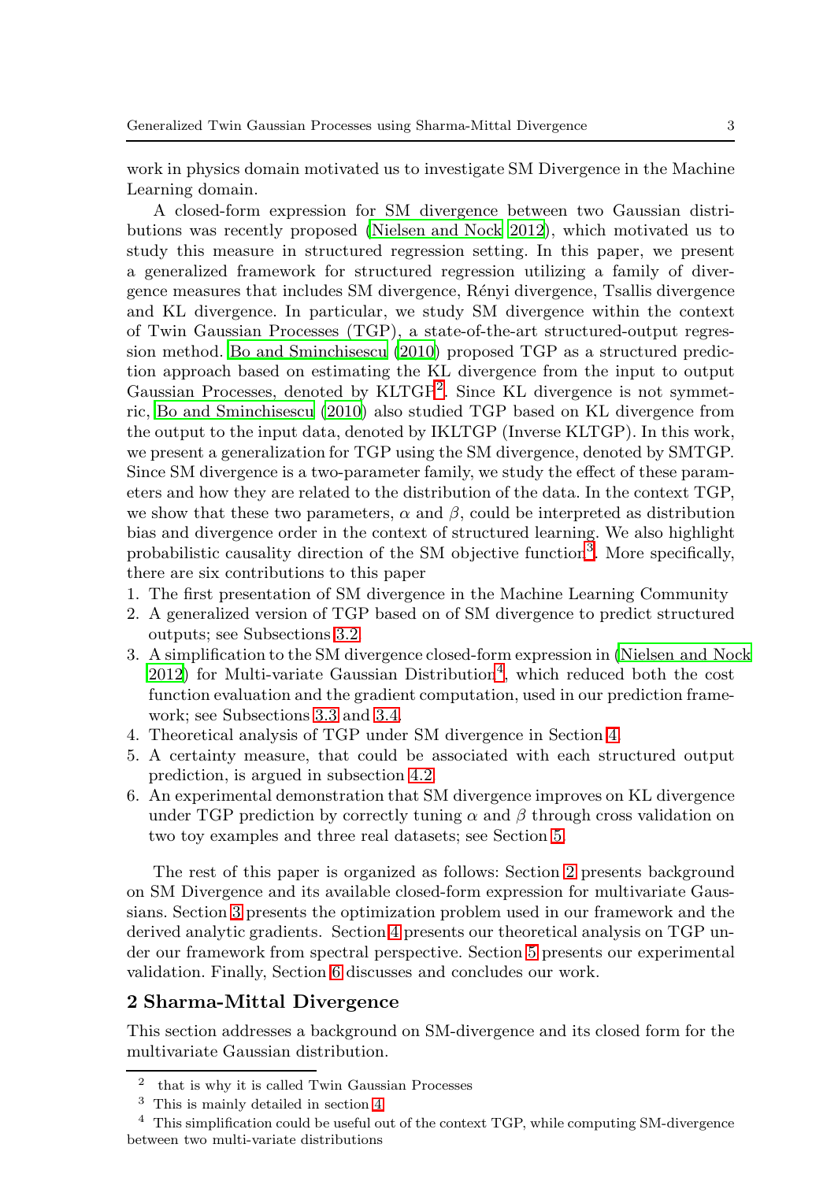work in physics domain motivated us to investigate SM Divergence in the Machine Learning domain.

A closed-form expression for SM divergence between two Gaussian distributions was recently proposed (Nielsen and Nock 2012), which motivated us to study this measure in structured regression setting. In this paper, we present a generalized framework for structured regression utilizing a family of divergence measures that includes SM divergence, Rényi divergence, Tsallis divergence and KL divergence. In particular, we study SM divergence within the context of Twin Gaussian Processes (TGP), a state-of-the-art structured-output regression method. Bo and Sminchisescu (2010) proposed TGP as a structured prediction approach based on estimating the KL divergence from the input to output Gaussian Processes, denoted by KLTGP[2]. Since KL divergence is not symmetric, Bo and Sminchisescu (2010) also studied TGP based on KL divergence from the output to the input data, denoted by IKLTGP (Inverse KLTGP). In this work, we present a generalization for TGP using the SM divergence, denoted by SMTGP. Since SM divergence is a two-parameter family, we study the effect of these parameters and how they are related to the distribution of the data. In the context TGP, we show that these two parameters, $\alpha$ and $\beta$, could be interpreted as distribution bias and divergence order in the context of structured learning. We also highlight probabilistic causality direction of the SM objective function[3]. More specifically, there are six contributions to this paper

1. The first presentation of SM divergence in the Machine Learning Community
2. A generalized version of TGP based on of SM divergence to predict structured outputs; see Subsections 3.2
3. A simplification to the SM divergence closed-form expression in (Nielsen and Nock 2012) for Multi-variate Gaussian Distribution[4], which reduced both the cost function evaluation and the gradient computation, used in our prediction framework; see Subsections 3.3 and 3.4.
4. Theoretical analysis of TGP under SM divergence in Section 4.
5. A certainty measure, that could be associated with each structured output prediction, is argued in subsection 4.2
6. An experimental demonstration that SM divergence improves on KL divergence under TGP prediction by correctly tuning $\alpha$ and $\beta$ through cross validation on two toy examples and three real datasets; see Section 5.

The rest of this paper is organized as follows: Section 2 presents background on SM Divergence and its available closed-form expression for multivariate Gaussians. Section 3 presents the optimization problem used in our framework and the derived analytic gradients. Section 4 presents our theoretical analysis on TGP under our framework from spectral perspective. Section 5 presents our experimental validation. Finally, Section 6 discusses and concludes our work.

## 2 Sharma-Mittal Divergence

This section addresses a background on SM-divergence and its closed form for the multivariate Gaussian distribution.

---

[2] that is why it is called Twin Gaussian Processes

[3] This is mainly detailed in section 4

[4] This simplification could be useful out of the context TGP, while computing SM-divergence between two multi-variate distributions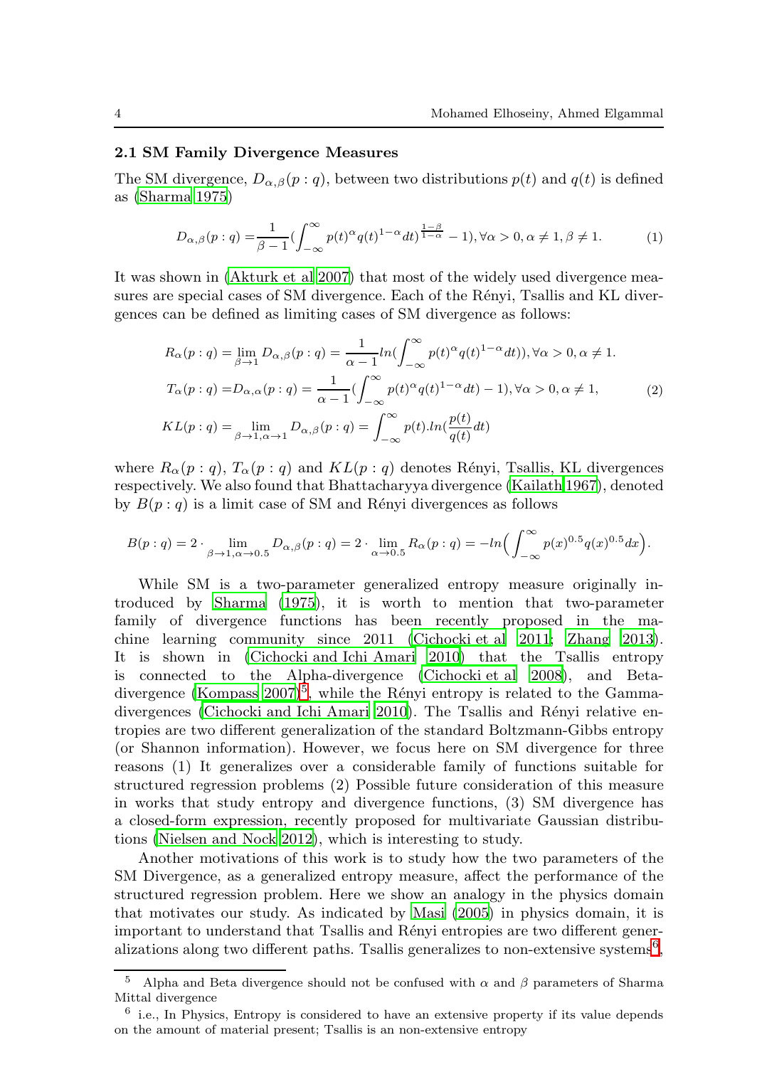### 2.1 SM Family Divergence Measures

The SM divergence, $D_{\alpha,\beta}(p:q)$, between two distributions $p(t)$ and $q(t)$ is defined as (Sharma 1975)

$$D_{\alpha,\beta}(p:q) = \frac{1}{\beta-1}\left(\int_{-\infty}^{\infty} p(t)^{\alpha} q(t)^{1-\alpha} dt\right)^{\frac{1-\beta}{1-\alpha}} - 1), \forall \alpha > 0, \alpha \neq 1, \beta \neq 1. \quad (1)$$

It was shown in (Akturk et al 2007) that most of the widely used divergence measures are special cases of SM divergence. Each of the Rényi, Tsallis and KL divergences can be defined as limiting cases of SM divergence as follows:

$$\begin{aligned}
R_{\alpha}(p:q) &= \lim_{\beta \to 1} D_{\alpha,\beta}(p:q) = \frac{1}{\alpha-1} ln\left(\int_{-\infty}^{\infty} p(t)^{\alpha} q(t)^{1-\alpha} dt\right)), \forall \alpha > 0, \alpha \neq 1. \\
T_{\alpha}(p:q) &= D_{\alpha,\alpha}(p:q) = \frac{1}{\alpha-1}\left(\int_{-\infty}^{\infty} p(t)^{\alpha} q(t)^{1-\alpha} dt\right) - 1), \forall \alpha > 0, \alpha \neq 1, \\
KL(p:q) &= \lim_{\beta \to 1, \alpha \to 1} D_{\alpha,\beta}(p:q) = \int_{-\infty}^{\infty} p(t).ln\left(\frac{p(t)}{q(t)} dt\right)
\end{aligned} \quad (2)$$

where $R_{\alpha}(p:q)$, $T_{\alpha}(p:q)$ and $KL(p:q)$ denotes Rényi, Tsallis, KL divergences respectively. We also found that Bhattacharyya divergence (Kailath 1967), denoted by $B(p:q)$ is a limit case of SM and Rényi divergences as follows

$$B(p:q) = 2 \cdot \lim_{\beta \to 1, \alpha \to 0.5} D_{\alpha,\beta}(p:q) = 2 \cdot \lim_{\alpha \to 0.5} R_{\alpha}(p:q) = -ln\Big(\int_{-\infty}^{\infty} p(x)^{0.5} q(x)^{0.5} dx\Big).$$

While SM is a two-parameter generalized entropy measure originally introduced by Sharma (1975), it is worth to mention that two-parameter family of divergence functions has been recently proposed in the machine learning community since 2011 (Cichocki et al 2011; Zhang 2013). It is shown in (Cichocki and Ichi Amari 2010) that the Tsallis entropy is connected to the Alpha-divergence (Cichocki et al 2008), and Beta-divergence (Kompass 2007)[5], while the Rényi entropy is related to the Gamma-divergences (Cichocki and Ichi Amari 2010). The Tsallis and Rényi relative entropies are two different generalization of the standard Boltzmann-Gibbs entropy (or Shannon information). However, we focus here on SM divergence for three reasons (1) It generalizes over a considerable family of functions suitable for structured regression problems (2) Possible future consideration of this measure in works that study entropy and divergence functions, (3) SM divergence has a closed-form expression, recently proposed for multivariate Gaussian distributions (Nielsen and Nock 2012), which is interesting to study.

Another motivations of this work is to study how the two parameters of the SM Divergence, as a generalized entropy measure, affect the performance of the structured regression problem. Here we show an analogy in the physics domain that motivates our study. As indicated by Masi (2005) in physics domain, it is important to understand that Tsallis and Rényi entropies are two different generalizations along two different paths. Tsallis generalizes to non-extensive systems[6],

[5] Alpha and Beta divergence should not be confused with $\alpha$ and $\beta$ parameters of Sharma Mittal divergence

[6] i.e., In Physics, Entropy is considered to have an extensive property if its value depends on the amount of material present; Tsallis is an non-extensive entropy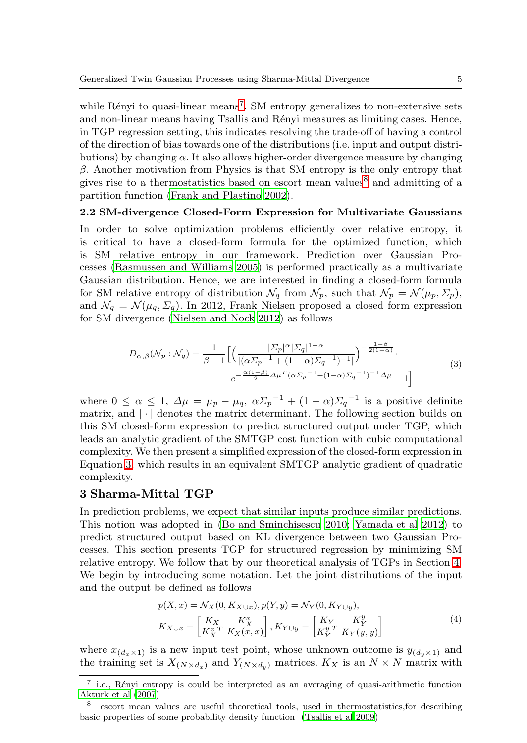while Rényi to quasi-linear means[7]. SM entropy generalizes to non-extensive sets and non-linear means having Tsallis and Rényi measures as limiting cases. Hence, in TGP regression setting, this indicates resolving the trade-off of having a control of the direction of bias towards one of the distributions (i.e. input and output distributions) by changing $\alpha$. It also allows higher-order divergence measure by changing $\beta$. Another motivation from Physics is that SM entropy is the only entropy that gives rise to a thermostatistics based on escort mean values[8] and admitting of a partition function (Frank and Plastino 2002).

### 2.2 SM-divergence Closed-Form Expression for Multivariate Gaussians

In order to solve optimization problems efficiently over relative entropy, it is critical to have a closed-form formula for the optimized function, which is SM relative entropy in our framework. Prediction over Gaussian Processes (Rasmussen and Williams 2005) is performed practically as a multivariate Gaussian distribution. Hence, we are interested in finding a closed-form formula for SM relative entropy of distribution $\mathcal{N}_q$ from $\mathcal{N}_p$, such that $\mathcal{N}_p = \mathcal{N}(\mu_p, \Sigma_p)$, and $\mathcal{N}_q = \mathcal{N}(\mu_q, \Sigma_q)$. In 2012, Frank Nielsen proposed a closed form expression for SM divergence (Nielsen and Nock 2012) as follows

$$
D_{\alpha,\beta}(\mathcal{N}_p : \mathcal{N}_q) = \frac{1}{\beta - 1}\Big[\Big(\frac{|\Sigma_p|^{\alpha}|\Sigma_q|^{1-\alpha}}{|(\alpha {\Sigma_p}^{-1} + (1-\alpha){\Sigma_q}^{-1})^{-1}|}\Big)^{-\frac{1-\beta}{2(1-\alpha)}} \cdot e^{-\frac{\alpha(1-\beta)}{2}\Delta\mu^T(\alpha {\Sigma_p}^{-1} + (1-\alpha){\Sigma_q}^{-1})^{-1}\Delta\mu} - 1\Big] \tag{3}
$$

where $0 \le \alpha \le 1$, $\Delta\mu = \mu_p - \mu_q$, $\alpha{\Sigma_p}^{-1} + (1-\alpha){\Sigma_q}^{-1}$ is a positive definite matrix, and $|\cdot|$ denotes the matrix determinant. The following section builds on this SM closed-form expression to predict structured output under TGP, which leads an analytic gradient of the SMTGP cost function with cubic computational complexity. We then present a simplified expression of the closed-form expression in Equation 3, which results in an equivalent SMTGP analytic gradient of quadratic complexity.

## 3 Sharma-Mittal TGP

In prediction problems, we expect that similar inputs produce similar predictions. This notion was adopted in (Bo and Sminchisescu 2010; Yamada et al 2012) to predict structured output based on KL divergence between two Gaussian Processes. This section presents TGP for structured regression by minimizing SM relative entropy. We follow that by our theoretical analysis of TGPs in Section 4. We begin by introducing some notation. Let the joint distributions of the input and the output be defined as follows

$$
\begin{aligned}
p(X, x) &= \mathcal{N}_X(0, K_{X\cup x}), p(Y, y) = \mathcal{N}_Y(0, K_{Y\cup y}),\\
K_{X\cup x} &= \begin{bmatrix} K_X & K_X^x \\ {K_X^x}^T & K_X(x,x) \end{bmatrix}, K_{Y\cup y} = \begin{bmatrix} K_Y & K_Y^y \\ {K_Y^y}^T & K_Y(y,y) \end{bmatrix}
\end{aligned} \tag{4}
$$

where $x_{(d_x \times 1)}$ is a new input test point, whose unknown outcome is $y_{(d_y \times 1)}$ and the training set is $X_{(N\times d_x)}$ and $Y_{(N\times d_y)}$ matrices. $K_X$ is an $N \times N$ matrix with

---

[7] i.e., Rényi entropy is could be interpreted as an averaging of quasi-arithmetic function Akturk et al (2007)

[8] escort mean values are useful theoretical tools, used in thermostatistics,for describing basic properties of some probability density function (Tsallis et al 2009)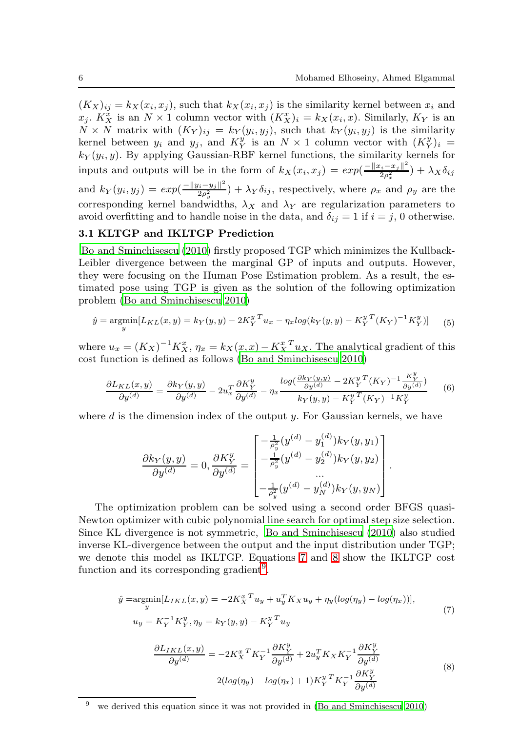$(K_X)_{ij} = k_X(x_i, x_j)$, such that $k_X(x_i, x_j)$ is the similarity kernel between $x_i$ and $x_j$. $K_X^x$ is an $N \times 1$ column vector with $(K_X^x)_i = k_X(x_i, x)$. Similarly, $K_Y$ is an $N \times N$ matrix with $(K_Y)_{ij} = k_Y(y_i, y_j)$, such that $k_Y(y_i, y_j)$ is the similarity kernel between $y_i$ and $y_j$, and $K_Y^y$ is an $N \times 1$ column vector with $(K_Y^y)_i = k_Y(y_i, y)$. By applying Gaussian-RBF kernel functions, the similarity kernels for inputs and outputs will be in the form of $k_X(x_i, x_j) = exp(\frac{-\|x_i - x_j\|^2}{2\rho_x^2}) + \lambda_X \delta_{ij}$ and $k_Y(y_i, y_j) = exp(\frac{-\|y_i - y_j\|^2}{2\rho_y^2}) + \lambda_Y \delta_{ij}$, respectively, where $\rho_x$ and $\rho_y$ are the corresponding kernel bandwidths, $\lambda_X$ and $\lambda_Y$ are regularization parameters to avoid overfitting and to handle noise in the data, and $\delta_{ij} = 1$ if $i = j$, 0 otherwise.

### 3.1 KLTGP and IKLTGP Prediction

Bo and Sminchisescu (2010) firstly proposed TGP which minimizes the Kullback-Leibler divergence between the marginal GP of inputs and outputs. However, they were focusing on the Human Pose Estimation problem. As a result, the estimated pose using TGP is given as the solution of the following optimization problem (Bo and Sminchisescu 2010)

$$\hat{y} = \underset{y}{\operatorname{argmin}}[L_{KL}(x, y) = k_Y(y, y) - 2{K_Y^y}^T u_x - \eta_x log(k_Y(y, y) - {K_Y^y}^T (K_Y)^{-1} K_Y^y)] \quad (5)$$

where $u_x = (K_X)^{-1} K_X^x$, $\eta_x = k_X(x, x) - {K_X^x}^T u_X$. The analytical gradient of this cost function is defined as follows (Bo and Sminchisescu 2010)

$$\frac{\partial L_{KL}(x, y)}{\partial y^{(d)}} = \frac{\partial k_Y(y, y)}{\partial y^{(d)}} - 2u_x^T \frac{\partial K_Y^y}{\partial y^{(d)}} - \eta_x \frac{log(\frac{\partial k_Y(y,y)}{\partial y^{(d)}} - 2{K_Y^y}^T (K_Y)^{-1} \frac{K_Y^y}{\partial y^{(d)}})}{k_Y(y, y) - {K_Y^y}^T (K_Y)^{-1} K_Y^y} \quad (6)$$

where $d$ is the dimension index of the output $y$. For Gaussian kernels, we have

$$\frac{\partial k_Y(y, y)}{\partial y^{(d)}} = 0, \frac{\partial K_Y^y}{\partial y^{(d)}} = \begin{bmatrix} -\frac{1}{\rho_y^2}(y^{(d)} - y_1^{(d)}) k_Y(y, y_1) \\ -\frac{1}{\rho_y^2}(y^{(d)} - y_2^{(d)}) k_Y(y, y_2) \\ \ldots \\ -\frac{1}{\rho_y^2}(y^{(d)} - y_N^{(d)}) k_Y(y, y_N) \end{bmatrix}.$$

The optimization problem can be solved using a second order BFGS quasi-Newton optimizer with cubic polynomial line search for optimal step size selection. Since KL divergence is not symmetric, Bo and Sminchisescu (2010) also studied inverse KL-divergence between the output and the input distribution under TGP; we denote this model as IKLTGP. Equations 7 and 8 show the IKLTGP cost function and its corresponding gradient[9].

$$\begin{aligned} \hat{y} =& \underset{y}{\operatorname{argmin}}[L_{IKL}(x, y) = -2{K_X^x}^T u_y + u_y^T K_X u_y + \eta_y(log(\eta_y) - log(\eta_x))], \\ & u_y = K_Y^{-1} K_Y^y, \eta_y = k_Y(y, y) - {K_Y^y}^T u_y \end{aligned} \quad (7)$$

$$\begin{aligned} \frac{\partial L_{IKL}(x, y)}{\partial y^{(d)}} =& -2{K_X^x}^T K_Y^{-1} \frac{\partial K_Y^y}{\partial y^{(d)}} + 2u_y^T K_X K_Y^{-1} \frac{\partial K_Y^y}{\partial y^{(d)}} \\ & - 2(log(\eta_y) - log(\eta_x) + 1){K_Y^y}^T K_Y^{-1} \frac{\partial K_Y^y}{\partial y^{(d)}} \end{aligned} \quad (8)$$

[9] we derived this equation since it was not provided in (Bo and Sminchisescu 2010)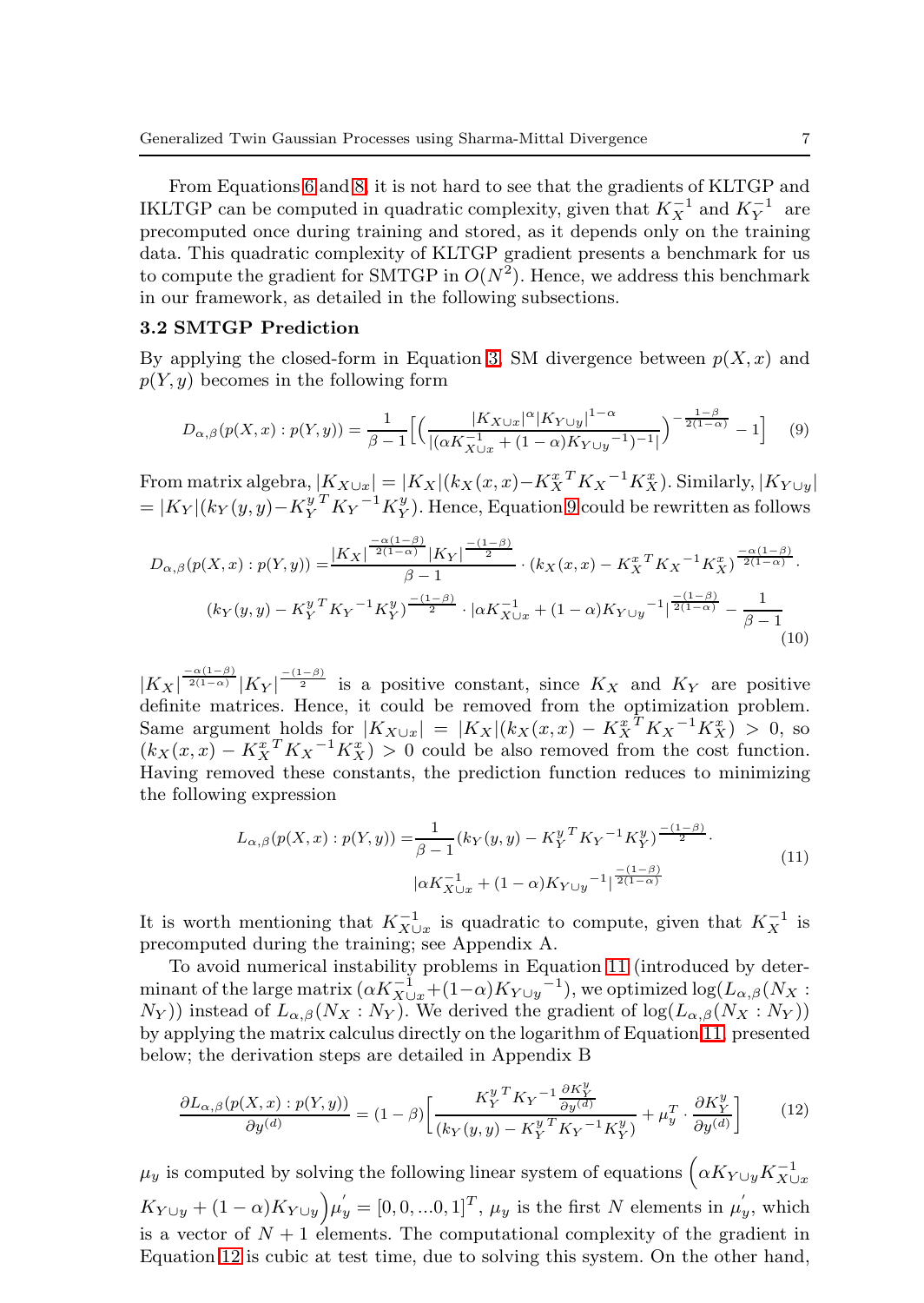From Equations 6 and 8, it is not hard to see that the gradients of KLTGP and IKLTGP can be computed in quadratic complexity, given that $K_X^{-1}$ and $K_Y^{-1}$ are precomputed once during training and stored, as it depends only on the training data. This quadratic complexity of KLTGP gradient presents a benchmark for us to compute the gradient for SMTGP in $O(N^2)$. Hence, we address this benchmark in our framework, as detailed in the following subsections.

### 3.2 SMTGP Prediction

By applying the closed-form in Equation 3, SM divergence between $p(X, x)$ and $p(Y, y)$ becomes in the following form

$$D_{\alpha,\beta}(p(X,x) : p(Y,y)) = \frac{1}{\beta - 1}\Big[\Big(\frac{|K_{X\cup x}|^{\alpha}|K_{Y\cup y}|^{1-\alpha}}{|(\alpha K_{X\cup x}^{-1} + (1-\alpha){K_{Y\cup y}}^{-1})^{-1}|}\Big)^{-\frac{1-\beta}{2(1-\alpha)}} - 1\Big] \quad (9)$$

From matrix algebra, $|K_{X\cup x}| = |K_X|(k_X(x,x) - {K_X^x}^T {K_X}^{-1} K_X^x)$. Similarly, $|K_{Y\cup y}| = |K_Y|(k_Y(y,y) - {K_Y^y}^T {K_Y}^{-1} K_Y^y)$. Hence, Equation 9 could be rewritten as follows

$$\begin{aligned} D_{\alpha,\beta}(p(X,x) : p(Y,y)) =& \frac{|K_X|^{\frac{-\alpha(1-\beta)}{2(1-\alpha)}}|K_Y|^{\frac{-(1-\beta)}{2}}}{\beta-1} \cdot (k_X(x,x) - {K_X^x}^T {K_X}^{-1} K_X^x)^{\frac{-\alpha(1-\beta)}{2(1-\alpha)}} \cdot \\ & (k_Y(y,y) - {K_Y^y}^T {K_Y}^{-1} K_Y^y)^{\frac{-(1-\beta)}{2}} \cdot |\alpha K_{X\cup x}^{-1} + (1-\alpha){K_{Y\cup y}}^{-1}|^{\frac{-(1-\beta)}{2(1-\alpha)}} - \frac{1}{\beta-1} \end{aligned} \quad (10)$$

$|K_X|^{\frac{-\alpha(1-\beta)}{2(1-\alpha)}}|K_Y|^{\frac{-(1-\beta)}{2}}$ is a positive constant, since $K_X$ and $K_Y$ are positive definite matrices. Hence, it could be removed from the optimization problem. Same argument holds for $|K_{X\cup x}| = |K_X|(k_X(x,x) - {K_X^x}^T {K_X}^{-1} K_X^x) > 0$, so $(k_X(x,x) - {K_X^x}^T {K_X}^{-1} K_X^x) > 0$ could be also removed from the cost function. Having removed these constants, the prediction function reduces to minimizing the following expression

$$\begin{aligned} L_{\alpha,\beta}(p(X,x) : p(Y,y)) =& \frac{1}{\beta-1}(k_Y(y,y) - {K_Y^y}^T {K_Y}^{-1} K_Y^y)^{\frac{-(1-\beta)}{2}} \cdot \\ & |\alpha K_{X\cup x}^{-1} + (1-\alpha){K_{Y\cup y}}^{-1}|^{\frac{-(1-\beta)}{2(1-\alpha)}} \end{aligned} \quad (11)$$

It is worth mentioning that $K_{X\cup x}^{-1}$ is quadratic to compute, given that $K_X^{-1}$ is precomputed during the training; see Appendix A.

To avoid numerical instability problems in Equation 11 (introduced by determinant of the large matrix $(\alpha K_{X\cup x}^{-1} + (1-\alpha){K_{Y\cup y}}^{-1})$, we optimized $\log(L_{\alpha,\beta}(N_X : N_Y))$ instead of $L_{\alpha,\beta}(N_X : N_Y)$. We derived the gradient of $\log(L_{\alpha,\beta}(N_X : N_Y))$ by applying the matrix calculus directly on the logarithm of Equation 11, presented below; the derivation steps are detailed in Appendix B

$$\frac{\partial L_{\alpha,\beta}(p(X,x) : p(Y,y))}{\partial y^{(d)}} = (1-\beta)\Big[\frac{{K_Y^y}^T {K_Y}^{-1}\frac{\partial K_Y^y}{\partial y^{(d)}}}{(k_Y(y,y) - {K_Y^y}^T {K_Y}^{-1} K_Y^y)} + \mu_y^T \cdot \frac{\partial K_Y^y}{\partial y^{(d)}}\Big] \quad (12)$$

$\mu_y$ is computed by solving the following linear system of equations $\Big(\alpha K_{Y\cup y} K_{X\cup x}^{-1} K_{Y\cup y} + (1-\alpha) K_{Y\cup y}\Big)\mu_y^{'} = [0, 0, ...0, 1]^T$, $\mu_y$ is the first $N$ elements in $\mu_y^{'}$, which is a vector of $N+1$ elements. The computational complexity of the gradient in Equation 12 is cubic at test time, due to solving this system. On the other hand,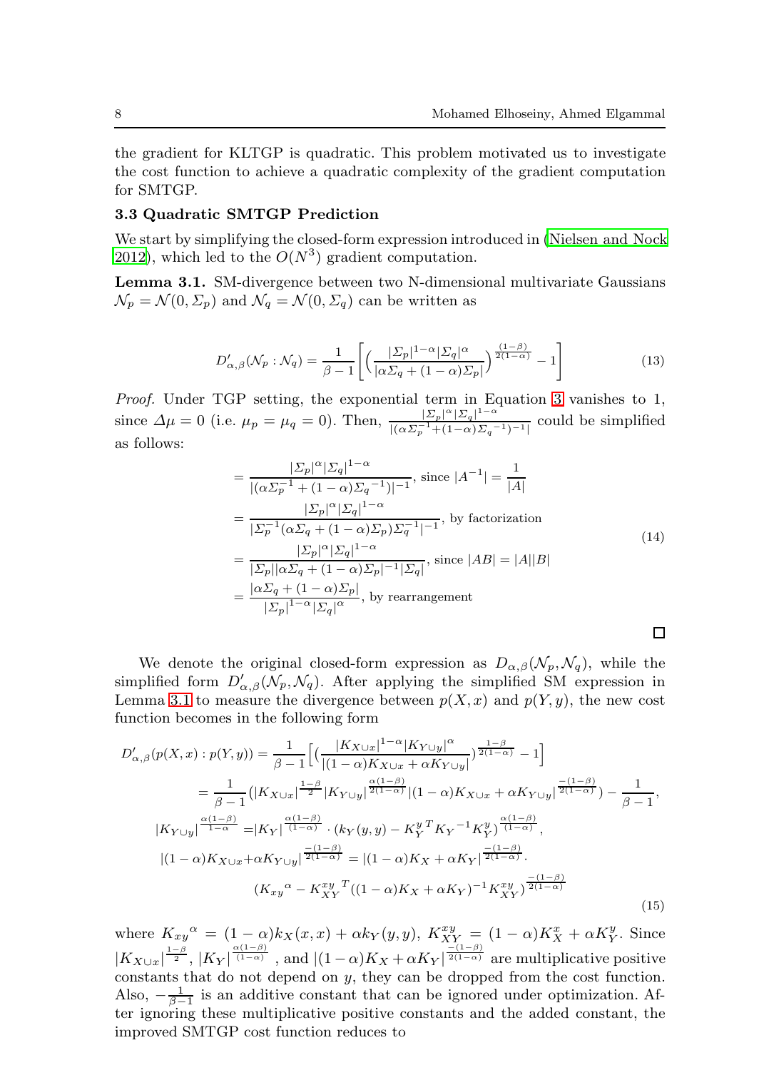the gradient for KLTGP is quadratic. This problem motivated us to investigate the cost function to achieve a quadratic complexity of the gradient computation for SMTGP.

### 3.3 Quadratic SMTGP Prediction

We start by simplifying the closed-form expression introduced in (Nielsen and Nock 2012), which led to the $O(N^3)$ gradient computation.

**Lemma 3.1.** SM-divergence between two N-dimensional multivariate Gaussians $\mathcal{N}_p = \mathcal{N}(0, \Sigma_p)$ and $\mathcal{N}_q = \mathcal{N}(0, \Sigma_q)$ can be written as

$$D'_{\alpha,\beta}(\mathcal{N}_p : \mathcal{N}_q) = \frac{1}{\beta - 1}\left[\Big(\frac{|\Sigma_p|^{1-\alpha}|\Sigma_q|^{\alpha}}{|\alpha\Sigma_q + (1-\alpha)\Sigma_p|}\Big)^{\frac{(1-\beta)}{2(1-\alpha)}} - 1\right] \tag{13}$$

*Proof.* Under TGP setting, the exponential term in Equation 3 vanishes to 1, since $\Delta\mu = 0$ (i.e. $\mu_p = \mu_q = 0$). Then, $\frac{|\Sigma_p|^{\alpha}|\Sigma_q|^{1-\alpha}}{|(\alpha\Sigma_p^{-1} + (1-\alpha){\Sigma_q}^{-1})^{-1}|}$ could be simplified as follows:

$$\begin{aligned}
&= \frac{|\Sigma_p|^{\alpha}|\Sigma_q|^{1-\alpha}}{|(\alpha\Sigma_p^{-1} + (1-\alpha){\Sigma_q}^{-1})|^{-1}}, \text{ since } |A^{-1}| = \frac{1}{|A|} \\
&= \frac{|\Sigma_p|^{\alpha}|\Sigma_q|^{1-\alpha}}{|\Sigma_p^{-1}(\alpha\Sigma_q + (1-\alpha)\Sigma_p){\Sigma_q}^{-1}|^{-1}}, \text{ by factorization} \\
&= \frac{|\Sigma_p|^{\alpha}|\Sigma_q|^{1-\alpha}}{|\Sigma_p||\alpha\Sigma_q + (1-\alpha)\Sigma_p|^{-1}|\Sigma_q|}, \text{ since } |AB| = |A||B| \\
&= \frac{|\alpha\Sigma_q + (1-\alpha)\Sigma_p|}{|\Sigma_p|^{1-\alpha}|\Sigma_q|^{\alpha}}, \text{ by rearrangement}
\end{aligned} \tag{14}$$

□

We denote the original closed-form expression as $D_{\alpha,\beta}(\mathcal{N}_p, \mathcal{N}_q)$, while the simplified form $D'_{\alpha,\beta}(\mathcal{N}_p, \mathcal{N}_q)$. After applying the simplified SM expression in Lemma 3.1 to measure the divergence between $p(X, x)$ and $p(Y, y)$, the new cost function becomes in the following form

$$\begin{aligned}
D'_{\alpha,\beta}(p(X,x) : p(Y,y)) &= \frac{1}{\beta-1}\Big[\big(\frac{|K_{X\cup x}|^{1-\alpha}|K_{Y\cup y}|^{\alpha}}{|(1-\alpha)K_{X\cup x} + \alpha K_{Y\cup y}|}\big)^{\frac{1-\beta}{2(1-\alpha)}} - 1\Big] \\
&= \frac{1}{\beta-1}\big(|K_{X\cup x}|^{\frac{1-\beta}{2}}|K_{Y\cup y}|^{\frac{\alpha(1-\beta)}{2(1-\alpha)}}|(1-\alpha)K_{X\cup x} + \alpha K_{Y\cup y}|^{\frac{-(1-\beta)}{2(1-\alpha)}}\big) - \frac{1}{\beta-1}, \\
|K_{Y\cup y}|^{\frac{\alpha(1-\beta)}{1-\alpha}} &= |K_Y|^{\frac{\alpha(1-\beta)}{(1-\alpha)}} \cdot (k_Y(y,y) - {K_Y^y}^T {K_Y}^{-1} K_Y^y)^{\frac{\alpha(1-\beta)}{(1-\alpha)}}, \\
|(1-\alpha)K_{X\cup x} + \alpha K_{Y\cup y}|^{\frac{-(1-\beta)}{2(1-\alpha)}} &= |(1-\alpha)K_X + \alpha K_Y|^{\frac{-(1-\beta)}{2(1-\alpha)}} \cdot \\
&\qquad ({K_{xy}}^{\alpha} - {K_{XY}^{xy}}^T((1-\alpha)K_X + \alpha K_Y)^{-1}K_{XY}^{xy})^{\frac{-(1-\beta)}{2(1-\alpha)}}
\end{aligned} \tag{15}$$

where ${K_{xy}}^{\alpha} = (1-\alpha)k_X(x,x) + \alpha k_Y(y,y)$, $K_{XY}^{xy} = (1-\alpha)K_X^x + \alpha K_Y^y$. Since $|K_{X\cup x}|^{\frac{1-\beta}{2}}$, $|K_Y|^{\frac{\alpha(1-\beta)}{(1-\alpha)}}$, and $|(1-\alpha)K_X + \alpha K_Y|^{\frac{-(1-\beta)}{2(1-\alpha)}}$ are multiplicative positive constants that do not depend on $y$, they can be dropped from the cost function. Also, $-\frac{1}{\beta-1}$ is an additive constant that can be ignored under optimization. After ignoring these multiplicative positive constants and the added constant, the improved SMTGP cost function reduces to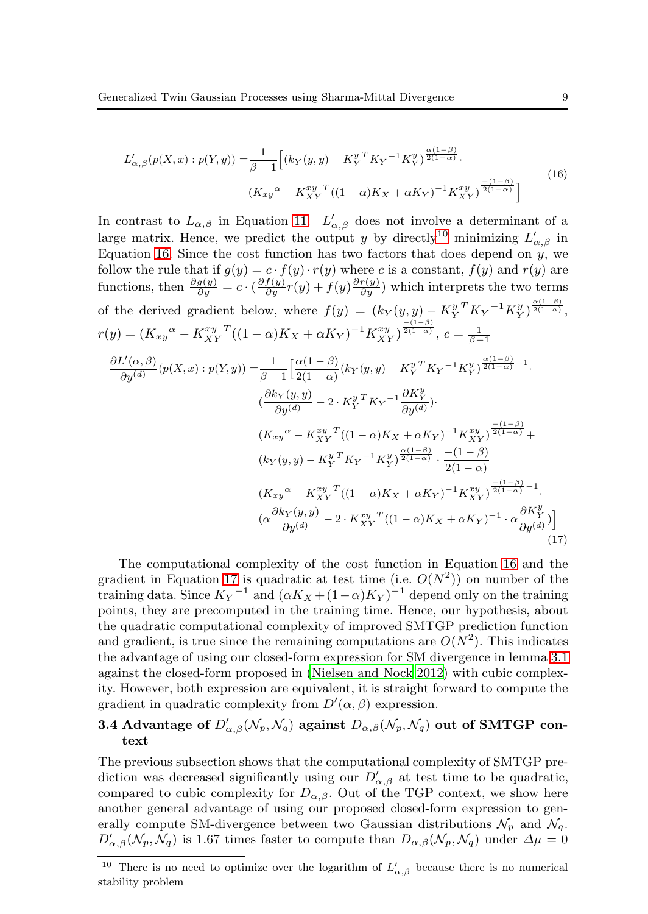$$
\begin{aligned}
L'_{\alpha,\beta}(p(X,x):p(Y,y)) =& \frac{1}{\beta-1}\Big[(k_Y(y,y) - {K_Y^y}^T {K_Y}^{-1} K_Y^y)^{\frac{\alpha(1-\beta)}{2(1-\alpha)}} \cdot \\
& ({K_{xy}}^{\alpha} - {K_{XY}^{xy}}^T ((1-\alpha)K_X + \alpha K_Y)^{-1} K_{XY}^{xy})^{\frac{-(1-\beta)}{2(1-\alpha)}}\Big]
\end{aligned} \tag{16}
$$

In contrast to $L_{\alpha,\beta}$ in Equation 11, $L'_{\alpha,\beta}$ does not involve a determinant of a large matrix. Hence, we predict the output $y$ by directly[10] minimizing $L'_{\alpha,\beta}$ in Equation 16. Since the cost function has two factors that does depend on $y$, we follow the rule that if $g(y) = c \cdot f(y) \cdot r(y)$ where $c$ is a constant, $f(y)$ and $r(y)$ are functions, then $\frac{\partial g(y)}{\partial y} = c \cdot (\frac{\partial f(y)}{\partial y} r(y) + f(y) \frac{\partial r(y)}{\partial y})$ which interprets the two terms of the derived gradient below, where $f(y) = (k_Y(y,y) - {K_Y^y}^T {K_Y}^{-1} K_Y^y)^{\frac{\alpha(1-\beta)}{2(1-\alpha)}}$, $r(y) = ({K_{xy}}^{\alpha} - {K_{XY}^{xy}}^T ((1-\alpha)K_X + \alpha K_Y)^{-1} K_{XY}^{xy})^{\frac{-(1-\beta)}{2(1-\alpha)}}$, $c = \frac{1}{\beta-1}$

$$
\begin{aligned}
\frac{\partial L'(\alpha,\beta)}{\partial y^{(d)}}(p(X,x):p(Y,y)) =& \frac{1}{\beta-1}\Big[\frac{\alpha(1-\beta)}{2(1-\alpha)}(k_Y(y,y) - {K_Y^y}^T {K_Y}^{-1} K_Y^y)^{\frac{\alpha(1-\beta)}{2(1-\alpha)}-1} \cdot \\
& (\frac{\partial k_Y(y,y)}{\partial y^{(d)}} - 2 \cdot {K_Y^y}^T {K_Y}^{-1} \frac{\partial K_Y^y}{\partial y^{(d)}}) \cdot \\
& ({K_{xy}}^{\alpha} - {K_{XY}^{xy}}^T ((1-\alpha)K_X + \alpha K_Y)^{-1} K_{XY}^{xy})^{\frac{-(1-\beta)}{2(1-\alpha)}} + \\
& (k_Y(y,y) - {K_Y^y}^T {K_Y}^{-1} K_Y^y)^{\frac{\alpha(1-\beta)}{2(1-\alpha)}} \cdot \frac{-(1-\beta)}{2(1-\alpha)} \\
& ({K_{xy}}^{\alpha} - {K_{XY}^{xy}}^T ((1-\alpha)K_X + \alpha K_Y)^{-1} K_{XY}^{xy})^{\frac{-(1-\beta)}{2(1-\alpha)}-1} \cdot \\
& (\alpha \frac{\partial k_Y(y,y)}{\partial y^{(d)}} - 2 \cdot {K_{XY}^{xy}}^T ((1-\alpha)K_X + \alpha K_Y)^{-1} \cdot \alpha \frac{\partial K_Y^y}{\partial y^{(d)}})\Big]
\end{aligned} \tag{17}
$$

The computational complexity of the cost function in Equation 16 and the gradient in Equation 17 is quadratic at test time (i.e. $O(N^2)$) on number of the training data. Since ${K_Y}^{-1}$ and $(\alpha K_X + (1-\alpha)K_Y)^{-1}$ depend only on the training points, they are precomputed in the training time. Hence, our hypothesis, about the quadratic computational complexity of improved SMTGP prediction function and gradient, is true since the remaining computations are $O(N^2)$. This indicates the advantage of using our closed-form expression for SM divergence in lemma 3.1 against the closed-form proposed in (Nielsen and Nock 2012) with cubic complexity. However, both expression are equivalent, it is straight forward to compute the gradient in quadratic complexity from $D'(\alpha, \beta)$ expression.

### 3.4 Advantage of $D'_{\alpha,\beta}(\mathcal{N}_p, \mathcal{N}_q)$ against $D_{\alpha,\beta}(\mathcal{N}_p, \mathcal{N}_q)$ out of SMTGP context

The previous subsection shows that the computational complexity of SMTGP prediction was decreased significantly using our $D'_{\alpha,\beta}$ at test time to be quadratic, compared to cubic complexity for $D_{\alpha,\beta}$. Out of the TGP context, we show here another general advantage of using our proposed closed-form expression to generally compute SM-divergence between two Gaussian distributions $\mathcal{N}_p$ and $\mathcal{N}_q$. $D'_{\alpha,\beta}(\mathcal{N}_p, \mathcal{N}_q)$ is 1.67 times faster to compute than $D_{\alpha,\beta}(\mathcal{N}_p, \mathcal{N}_q)$ under $\Delta\mu = 0$

---

[10] There is no need to optimize over the logarithm of $L'_{\alpha,\beta}$ because there is no numerical stability problem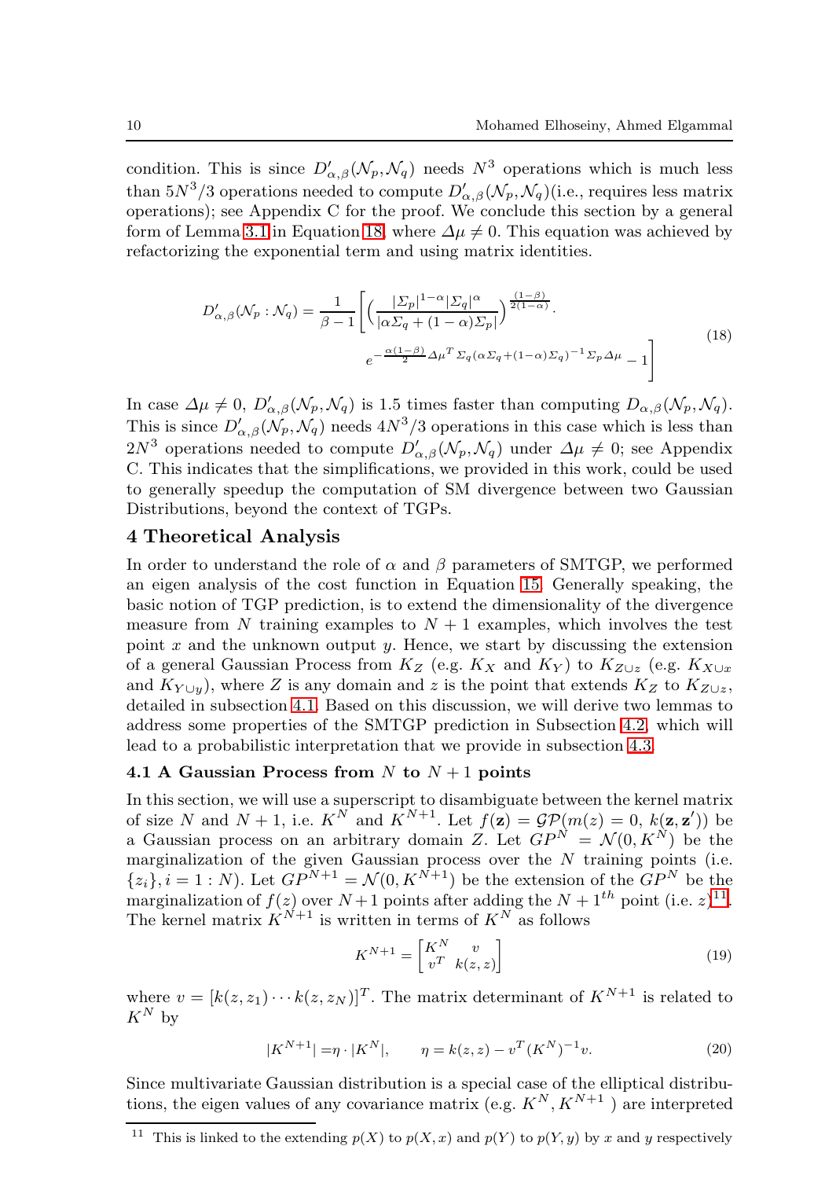condition. This is since $D'_{\alpha,\beta}(\mathcal{N}_p, \mathcal{N}_q)$ needs $N^3$ operations which is much less than $5N^3/3$ operations needed to compute $D'_{\alpha,\beta}(\mathcal{N}_p, \mathcal{N}_q)$(i.e., requires less matrix operations); see Appendix C for the proof. We conclude this section by a general form of Lemma 3.1 in Equation 18, where $\Delta\mu \neq 0$. This equation was achieved by refactorizing the exponential term and using matrix identities.

$$
D'_{\alpha,\beta}(\mathcal{N}_p : \mathcal{N}_q) = \frac{1}{\beta-1}\Bigg[\Big(\frac{|\Sigma_p|^{1-\alpha}|\Sigma_q|^{\alpha}}{|\alpha\Sigma_q + (1-\alpha)\Sigma_p|}\Big)^{\frac{(1-\beta)}{2(1-\alpha)}} \cdot e^{-\frac{\alpha(1-\beta)}{2}\Delta\mu^T \Sigma_q(\alpha\Sigma_q+(1-\alpha)\Sigma_q)^{-1}\Sigma_p \Delta\mu} - 1\Bigg] \tag{18}
$$

In case $\Delta\mu \neq 0$, $D'_{\alpha,\beta}(\mathcal{N}_p, \mathcal{N}_q)$ is 1.5 times faster than computing $D_{\alpha,\beta}(\mathcal{N}_p, \mathcal{N}_q)$. This is since $D'_{\alpha,\beta}(\mathcal{N}_p, \mathcal{N}_q)$ needs $4N^3/3$ operations in this case which is less than $2N^3$ operations needed to compute $D'_{\alpha,\beta}(\mathcal{N}_p, \mathcal{N}_q)$ under $\Delta\mu \neq 0$; see Appendix C. This indicates that the simplifications, we provided in this work, could be used to generally speedup the computation of SM divergence between two Gaussian Distributions, beyond the context of TGPs.

# 4 Theoretical Analysis

In order to understand the role of $\alpha$ and $\beta$ parameters of SMTGP, we performed an eigen analysis of the cost function in Equation 15. Generally speaking, the basic notion of TGP prediction, is to extend the dimensionality of the divergence measure from $N$ training examples to $N+1$ examples, which involves the test point $x$ and the unknown output $y$. Hence, we start by discussing the extension of a general Gaussian Process from $K_Z$ (e.g. $K_X$ and $K_Y$) to $K_{Z\cup z}$ (e.g. $K_{X\cup x}$ and $K_{Y\cup y}$), where $Z$ is any domain and $z$ is the point that extends $K_Z$ to $K_{Z\cup z}$, detailed in subsection 4.1. Based on this discussion, we will derive two lemmas to address some properties of the SMTGP prediction in Subsection 4.2, which will lead to a probabilistic interpretation that we provide in subsection 4.3.

## 4.1 A Gaussian Process from $N$ to $N+1$ points

In this section, we will use a superscript to disambiguate between the kernel matrix of size $N$ and $N+1$, i.e. $K^N$ and $K^{N+1}$. Let $f(\mathbf{z}) = \mathcal{GP}(m(z) = 0, k(\mathbf{z}, \mathbf{z}'))$ be a Gaussian process on an arbitrary domain $Z$. Let $GP^N = \mathcal{N}(0, K^N)$ be the marginalization of the given Gaussian process over the $N$ training points (i.e. $\{z_i\}, i = 1 : N$). Let $GP^{N+1} = \mathcal{N}(0, K^{N+1})$ be the extension of the $GP^N$ be the marginalization of $f(z)$ over $N+1$ points after adding the $N+1^{th}$ point (i.e. $z$)[11]. The kernel matrix $K^{N+1}$ is written in terms of $K^N$ as follows

$$
K^{N+1} = \begin{bmatrix} K^N & v \\ v^T & k(z,z) \end{bmatrix} \tag{19}
$$

where $v = [k(z, z_1) \cdots k(z, z_N)]^T$. The matrix determinant of $K^{N+1}$ is related to $K^N$ by

$$
|K^{N+1}| = \eta \cdot |K^N|, \qquad \eta = k(z,z) - v^T (K^N)^{-1} v. \tag{20}
$$

Since multivariate Gaussian distribution is a special case of the elliptical distributions, the eigen values of any covariance matrix (e.g. $K^N, K^{N+1}$ ) are interpreted

[11] This is linked to the extending $p(X)$ to $p(X, x)$ and $p(Y)$ to $p(Y, y)$ by $x$ and $y$ respectively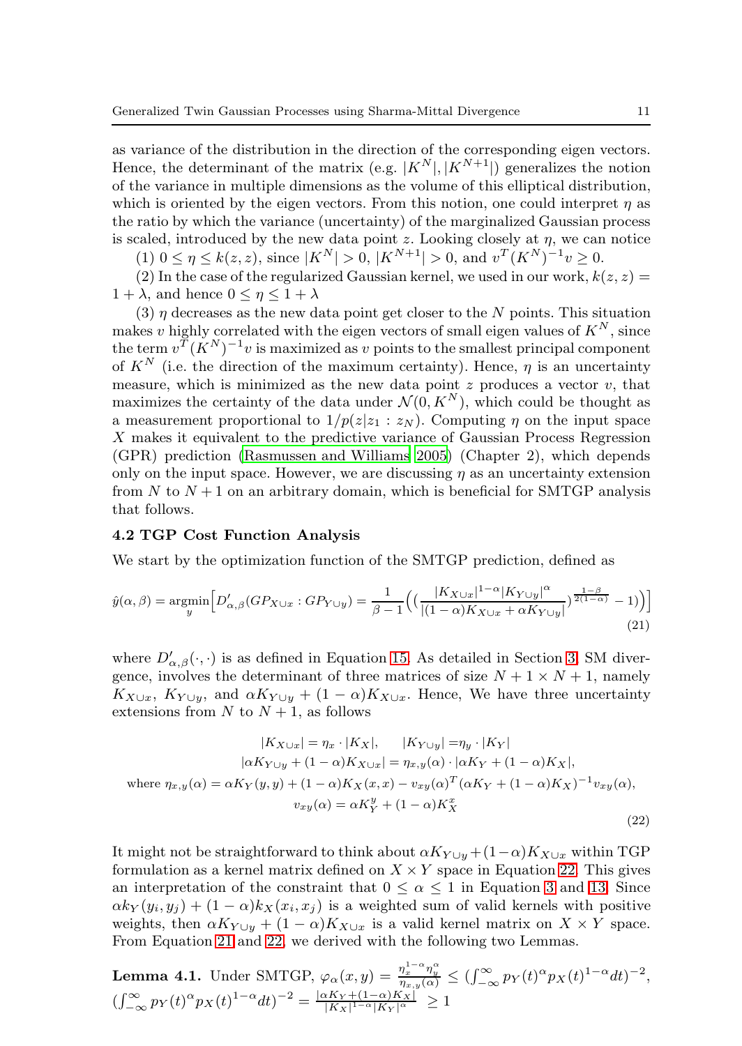as variance of the distribution in the direction of the corresponding eigen vectors. Hence, the determinant of the matrix (e.g. $|K^N|, |K^{N+1}|$) generalizes the notion of the variance in multiple dimensions as the volume of this elliptical distribution, which is oriented by the eigen vectors. From this notion, one could interpret $\eta$ as the ratio by which the variance (uncertainty) of the marginalized Gaussian process is scaled, introduced by the new data point $z$. Looking closely at $\eta$, we can notice

(1) $0 \leq \eta \leq k(z,z)$, since $|K^N| > 0$, $|K^{N+1}| > 0$, and $v^T(K^N)^{-1}v \geq 0$.

(2) In the case of the regularized Gaussian kernel, we used in our work, $k(z,z) = 1 + \lambda$, and hence $0 \leq \eta \leq 1 + \lambda$

(3) $\eta$ decreases as the new data point get closer to the $N$ points. This situation makes $v$ highly correlated with the eigen vectors of small eigen values of $K^N$, since the term $v^T(K^N)^{-1}v$ is maximized as $v$ points to the smallest principal component of $K^N$ (i.e. the direction of the maximum certainty). Hence, $\eta$ is an uncertainty measure, which is minimized as the new data point $z$ produces a vector $v$, that maximizes the certainty of the data under $\mathcal{N}(0, K^N)$, which could be thought as a measurement proportional to $1/p(z|z_1 : z_N)$. Computing $\eta$ on the input space $X$ makes it equivalent to the predictive variance of Gaussian Process Regression (GPR) prediction (Rasmussen and Williams 2005) (Chapter 2), which depends only on the input space. However, we are discussing $\eta$ as an uncertainty extension from $N$ to $N+1$ on an arbitrary domain, which is beneficial for SMTGP analysis that follows.

### 4.2 TGP Cost Function Analysis

We start by the optimization function of the SMTGP prediction, defined as

$$\hat{y}(\alpha,\beta) = \underset{y}{\operatorname{argmin}}\Big[D'_{\alpha,\beta}(GP_{X\cup x} : GP_{Y\cup y}) = \frac{1}{\beta-1}\Big(\big(\frac{|K_{X\cup x}|^{1-\alpha}|K_{Y\cup y}|^{\alpha}}{|(1-\alpha)K_{X\cup x} + \alpha K_{Y\cup y}|}\big)^{\frac{1-\beta}{2(1-\alpha)}} - 1\Big)\Big] \tag{21}$$

where $D'_{\alpha,\beta}(\cdot,\cdot)$ is as defined in Equation 15. As detailed in Section 3, SM divergence, involves the determinant of three matrices of size $N+1 \times N+1$, namely $K_{X\cup x}$, $K_{Y\cup y}$, and $\alpha K_{Y\cup y} + (1-\alpha)K_{X\cup x}$. Hence, We have three uncertainty extensions from $N$ to $N+1$, as follows

$$\begin{gathered}
|K_{X\cup x}| = \eta_x \cdot |K_X|, \qquad |K_{Y\cup y}| = \eta_y \cdot |K_Y| \\
|\alpha K_{Y\cup y} + (1-\alpha)K_{X\cup x}| = \eta_{x,y}(\alpha) \cdot |\alpha K_Y + (1-\alpha)K_X|, \\
\text{where } \eta_{x,y}(\alpha) = \alpha K_Y(y,y) + (1-\alpha)K_X(x,x) - v_{xy}(\alpha)^T(\alpha K_Y + (1-\alpha)K_X)^{-1}v_{xy}(\alpha), \\
v_{xy}(\alpha) = \alpha K_Y^y + (1-\alpha)K_X^x
\end{gathered} \tag{22}$$

It might not be straightforward to think about $\alpha K_{Y\cup y} + (1-\alpha)K_{X\cup x}$ within TGP formulation as a kernel matrix defined on $X \times Y$ space in Equation 22. This gives an interpretation of the constraint that $0 \leq \alpha \leq 1$ in Equation 3 and 13. Since $\alpha k_Y(y_i, y_j) + (1-\alpha)k_X(x_i, x_j)$ is a weighted sum of valid kernels with positive weights, then $\alpha K_{Y\cup y} + (1-\alpha)K_{X\cup x}$ is a valid kernel matrix on $X \times Y$ space. From Equation 21 and 22, we derived with the following two Lemmas.

**Lemma 4.1.** Under SMTGP, $\varphi_\alpha(x,y) = \frac{\eta_x^{1-\alpha}\eta_y^{\alpha}}{\eta_{x,y}(\alpha)} \leq (\int_{-\infty}^{\infty} p_Y(t)^{\alpha} p_X(t)^{1-\alpha} dt)^{-2}$, $(\int_{-\infty}^{\infty} p_Y(t)^{\alpha} p_X(t)^{1-\alpha} dt)^{-2} = \frac{|\alpha K_Y + (1-\alpha)K_X|}{|K_X|^{1-\alpha}|K_Y|^{\alpha}} \geq 1$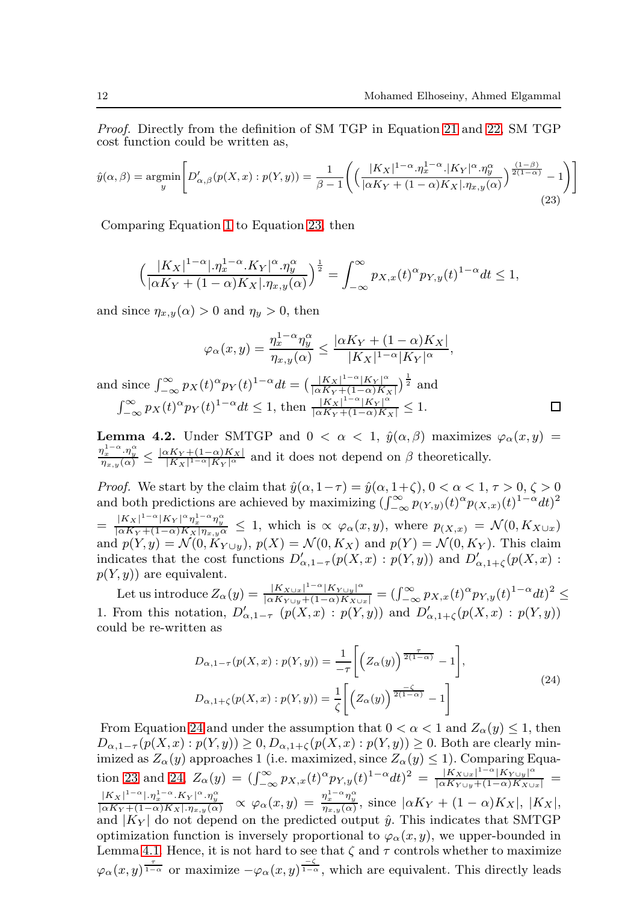*Proof.* Directly from the definition of SM TGP in Equation 21 and 22, SM TGP cost function could be written as,

$$\hat{y}(\alpha,\beta) = \underset{y}{\operatorname{argmin}}\left[D'_{\alpha,\beta}(p(X,x):p(Y,y)) = \frac{1}{\beta-1}\left(\Big(\frac{|K_X|^{1-\alpha}.\eta_x^{1-\alpha}.|K_Y|^{\alpha}.\eta_y^{\alpha}}{|\alpha K_Y+(1-\alpha)K_X|.\eta_{x,y}(\alpha)}\Big)^{\frac{(1-\beta)}{2(1-\alpha)}}-1\right)\right] \tag{23}$$

Comparing Equation 1 to Equation 23, then

$$\Big(\frac{|K_X|^{1-\alpha}|.\eta_x^{1-\alpha}.K_Y|^{\alpha}.\eta_y^{\alpha}}{|\alpha K_Y+(1-\alpha)K_X|.\eta_{x,y}(\alpha)}\Big)^{\frac{1}{2}} = \int_{-\infty}^{\infty} p_{X,x}(t)^{\alpha}p_{Y,y}(t)^{1-\alpha}dt \le 1,$$

and since $\eta_{x,y}(\alpha) > 0$ and $\eta_y > 0$, then

$$\varphi_\alpha(x,y) = \frac{\eta_x^{1-\alpha}\eta_y^{\alpha}}{\eta_{x,y}(\alpha)} \le \frac{|\alpha K_Y+(1-\alpha)K_X|}{|K_X|^{1-\alpha}|K_Y|^{\alpha}},$$

and since $\int_{-\infty}^{\infty} p_X(t)^{\alpha}p_Y(t)^{1-\alpha}dt = \big(\frac{|K_X|^{1-\alpha}|K_Y|^{\alpha}}{|\alpha K_Y+(1-\alpha)K_X|}\big)^{\frac{1}{2}}$ and $\int_{-\infty}^{\infty} p_X(t)^{\alpha}p_Y(t)^{1-\alpha}dt \le 1$, then $\frac{|K_X|^{1-\alpha}|K_Y|^{\alpha}}{|\alpha K_Y+(1-\alpha)K_X|} \le 1$. □

**Lemma 4.2.** Under SMTGP and $0 < \alpha < 1$, $\hat{y}(\alpha,\beta)$ maximizes $\varphi_\alpha(x,y) = \frac{\eta_x^{1-\alpha}.\eta_y^{\alpha}}{\eta_{x,y}(\alpha)} \le \frac{|\alpha K_Y+(1-\alpha)K_X|}{|K_X|^{1-\alpha}|K_Y|^{\alpha}}$ and it does not depend on $\beta$ theoretically.

*Proof.* We start by the claim that $\hat{y}(\alpha,1-\tau) = \hat{y}(\alpha,1+\zeta)$, $0<\alpha<1$, $\tau>0$, $\zeta>0$ and both predictions are achieved by maximizing $(\int_{-\infty}^{\infty} p_{(Y,y)}(t)^{\alpha}p_{(X,x)}(t)^{1-\alpha}dt)^2$ $= \frac{|K_X|^{1-\alpha}|K_Y|^{\alpha}\eta_x^{1-\alpha}\eta_y^{\alpha}}{|\alpha K_Y+(1-\alpha)K_X|\eta_{x,y}\alpha} \le 1$, which is $\propto \varphi_\alpha(x,y)$, where $p_{(X,x)} = \mathcal{N}(0,K_{X\cup x})$ and $p(Y,y) = \mathcal{N}(0,K_{Y\cup y})$, $p(X) = \mathcal{N}(0,K_X)$ and $p(Y) = \mathcal{N}(0,K_Y)$. This claim indicates that the cost functions $D'_{\alpha,1-\tau}(p(X,x):p(Y,y))$ and $D'_{\alpha,1+\zeta}(p(X,x):p(Y,y))$ are equivalent.

Let us introduce $Z_\alpha(y) = \frac{|K_{X\cup x}|^{1-\alpha}|K_{Y\cup y}|^{\alpha}}{|\alpha K_{Y\cup y}+(1-\alpha)K_{X\cup x}|} = (\int_{-\infty}^{\infty} p_{X,x}(t)^{\alpha}p_{Y,y}(t)^{1-\alpha}dt)^2 \le 1$. From this notation, $D'_{\alpha,1-\tau}$ $(p(X,x):p(Y,y))$ and $D'_{\alpha,1+\zeta}(p(X,x):p(Y,y))$ could be re-written as

$$\begin{aligned} D_{\alpha,1-\tau}(p(X,x):p(Y,y)) &= \frac{1}{-\tau}\left[\Big(Z_\alpha(y)\Big)^{\frac{\tau}{2(1-\alpha)}}-1\right],\\ D_{\alpha,1+\zeta}(p(X,x):p(Y,y)) &= \frac{1}{\zeta}\left[\Big(Z_\alpha(y)\Big)^{\frac{-\zeta}{2(1-\alpha)}}-1\right] \end{aligned} \tag{24}$$

From Equation 24 and under the assumption that $0<\alpha<1$ and $Z_\alpha(y) \le 1$, then $D_{\alpha,1-\tau}(p(X,x):p(Y,y)) \ge 0$, $D_{\alpha,1+\zeta}(p(X,x):p(Y,y)) \ge 0$. Both are clearly minimized as $Z_\alpha(y)$ approaches 1 (i.e. maximized, since $Z_\alpha(y) \le 1$). Comparing Equation 23 and 24, $Z_\alpha(y) = (\int_{-\infty}^{\infty} p_{X,x}(t)^{\alpha}p_{Y,y}(t)^{1-\alpha}dt)^2 = \frac{|K_{X\cup x}|^{1-\alpha}|K_{Y\cup y}|^{\alpha}}{|\alpha K_{Y\cup y}+(1-\alpha)K_{X\cup x}|} = \frac{|K_X|^{1-\alpha}|.\eta_x^{1-\alpha}.K_Y|^{\alpha}.\eta_y^{\alpha}}{|\alpha K_Y+(1-\alpha)K_X|.\eta_{x,y}(\alpha)} \propto \varphi_\alpha(x,y) = \frac{\eta_x^{1-\alpha}\eta_y^{\alpha}}{\eta_{x,y}(\alpha)}$, since $|\alpha K_Y+(1-\alpha)K_X|$, $|K_X|$, and $|K_Y|$ do not depend on the predicted output $\hat{y}$. This indicates that SMTGP optimization function is inversely proportional to $\varphi_\alpha(x,y)$, we upper-bounded in Lemma 4.1. Hence, it is not hard to see that $\zeta$ and $\tau$ controls whether to maximize $\varphi_\alpha(x,y)^{\frac{\tau}{1-\alpha}}$ or maximize $-\varphi_\alpha(x,y)^{\frac{-\zeta}{1-\alpha}}$, which are equivalent. This directly leads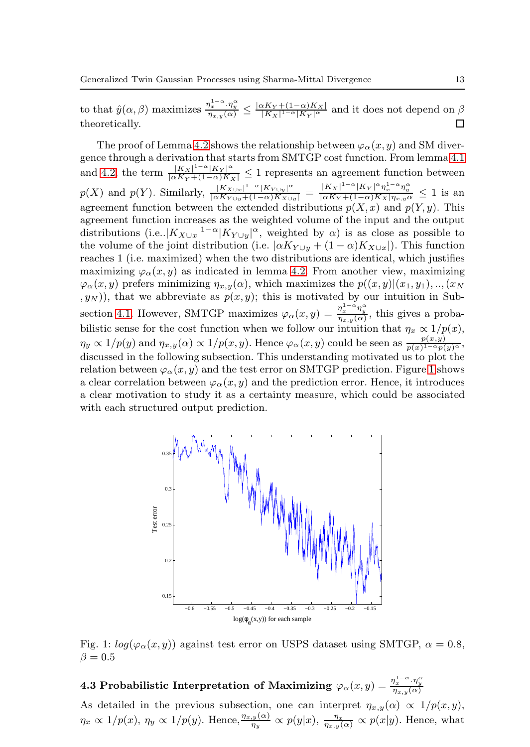to that $\hat{y}(\alpha, \beta)$ maximizes $\frac{\eta_x^{1-\alpha}.\eta_y^{\alpha}}{\eta_{x,y}(\alpha)} \leq \frac{|\alpha K_Y + (1-\alpha) K_X|}{|K_X|^{1-\alpha}|K_Y|^{\alpha}}$ and it does not depend on $\beta$ theoretically. □

The proof of Lemma 4.2 shows the relationship between $\varphi_\alpha(x, y)$ and SM divergence through a derivation that starts from SMTGP cost function. From lemma 4.1 and 4.2, the term $\frac{|K_X|^{1-\alpha}|K_Y|^{\alpha}}{|\alpha K_Y + (1-\alpha) K_X|} \leq 1$ represents an agreement function between $p(X)$ and $p(Y)$. Similarly, $\frac{|K_{X\cup x}|^{1-\alpha}|K_{Y\cup y}|^{\alpha}}{|\alpha K_{Y\cup y} + (1-\alpha) K_{X\cup y}|} = \frac{|K_X|^{1-\alpha}|K_Y|^{\alpha}\eta_x^{1-\alpha}\eta_y^{\alpha}}{|\alpha K_Y + (1-\alpha) K_X|\eta_{x,y}\alpha} \leq 1$ is an agreement function between the extended distributions $p(X, x)$ and $p(Y, y)$. This agreement function increases as the weighted volume of the input and the output distributions (i.e..$|K_{X\cup x}|^{1-\alpha}|K_{Y\cup y}|^{\alpha}$, weighted by $\alpha$) is as close as possible to the volume of the joint distribution (i.e. $|\alpha K_{Y\cup y} + (1-\alpha) K_{X\cup x}|$). This function reaches 1 (i.e. maximized) when the two distributions are identical, which justifies maximizing $\varphi_\alpha(x, y)$ as indicated in lemma 4.2. From another view, maximizing $\varphi_\alpha(x, y)$ prefers minimizing $\eta_{x,y}(\alpha)$, which maximizes the $p((x, y)|(x_1, y_1), .., (x_N, y_N))$, that we abbreviate as $p(x, y)$; this is motivated by our intuition in Subsection 4.1. However, SMTGP maximizes $\varphi_\alpha(x, y) = \frac{\eta_x^{1-\alpha}\eta_y^{\alpha}}{\eta_{x,y}(\alpha)}$, this gives a probabilistic sense for the cost function when we follow our intuition that $\eta_x \propto 1/p(x)$, $\eta_y \propto 1/p(y)$ and $\eta_{x,y}(\alpha) \propto 1/p(x, y)$. Hence $\varphi_\alpha(x, y)$ could be seen as $\frac{p(x,y)}{p(x)^{1-\alpha}p(y)^{\alpha}}$, discussed in the following subsection. This understanding motivated us to plot the relation between $\varphi_\alpha(x, y)$ and the test error on SMTGP prediction. Figure 1 shows a clear correlation between $\varphi_\alpha(x, y)$ and the prediction error. Hence, it introduces a clear motivation to study it as a certainty measure, which could be associated with each structured output prediction.

Fig. 1: $log(\varphi_\alpha(x, y))$ against test error on USPS dataset using SMTGP, $\alpha = 0.8$, $\beta = 0.5$

### 4.3 Probabilistic Interpretation of Maximizing $\varphi_\alpha(x, y) = \frac{\eta_x^{1-\alpha}.\eta_y^{\alpha}}{\eta_{x,y}(\alpha)}$

As detailed in the previous subsection, one can interpret $\eta_{x,y}(\alpha) \propto 1/p(x, y)$, $\eta_x \propto 1/p(x)$, $\eta_y \propto 1/p(y)$. Hence, $\frac{\eta_{x,y}(\alpha)}{\eta_y} \propto p(y|x)$, $\frac{\eta_x}{\eta_{x,y}(\alpha)} \propto p(x|y)$. Hence, what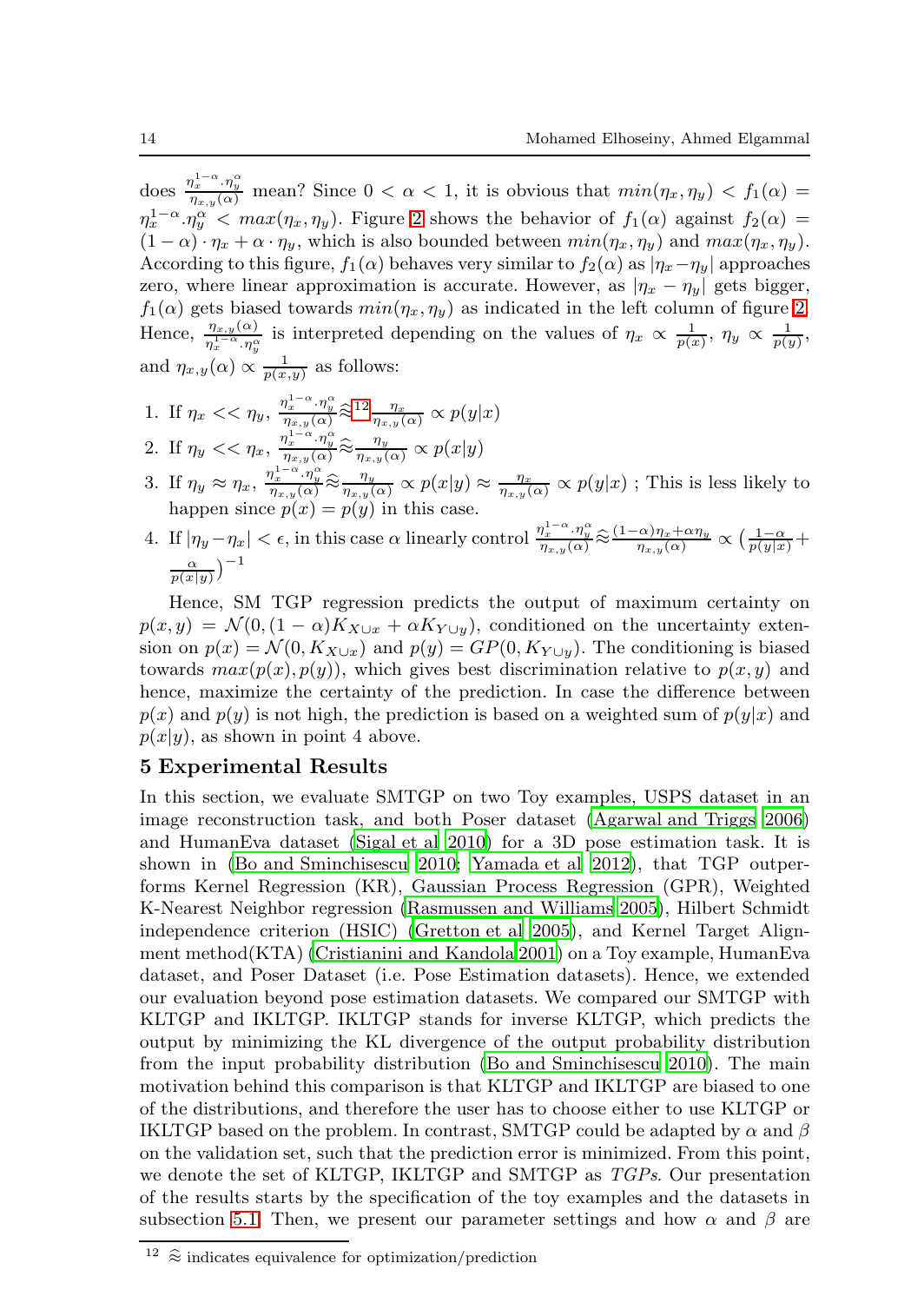does $\frac{\eta_x^{1-\alpha}.\eta_y^{\alpha}}{\eta_{x,y}(\alpha)}$ mean? Since $0 < \alpha < 1$, it is obvious that $min(\eta_x, \eta_y) < f_1(\alpha) = \eta_x^{1-\alpha}.\eta_y^{\alpha} < max(\eta_x, \eta_y)$. Figure 2 shows the behavior of $f_1(\alpha)$ against $f_2(\alpha) = (1-\alpha)\cdot\eta_x + \alpha\cdot\eta_y$, which is also bounded between $min(\eta_x, \eta_y)$ and $max(\eta_x, \eta_y)$. According to this figure, $f_1(\alpha)$ behaves very similar to $f_2(\alpha)$ as $|\eta_x - \eta_y|$ approaches zero, where linear approximation is accurate. However, as $|\eta_x - \eta_y|$ gets bigger, $f_1(\alpha)$ gets biased towards $min(\eta_x, \eta_y)$ as indicated in the left column of figure 2. Hence, $\frac{\eta_{x,y}(\alpha)}{\eta_x^{1-\alpha}.\eta_y^{\alpha}}$ is interpreted depending on the values of $\eta_x \propto \frac{1}{p(x)}$, $\eta_y \propto \frac{1}{p(y)}$, and $\eta_{x,y}(\alpha) \propto \frac{1}{p(x,y)}$ as follows:

1. If $\eta_x << \eta_y$, $\frac{\eta_x^{1-\alpha}.\eta_y^{\alpha}}{\eta_{x,y}(\alpha)} \mathrel{\widehat{\approx}}$[12] $\frac{\eta_x}{\eta_{x,y}(\alpha)} \propto p(y|x)$
2. If $\eta_y << \eta_x$, $\frac{\eta_x^{1-\alpha}.\eta_y^{\alpha}}{\eta_{x,y}(\alpha)} \mathrel{\widehat{\approx}} \frac{\eta_y}{\eta_{x,y}(\alpha)} \propto p(x|y)$
3. If $\eta_y \approx \eta_x$, $\frac{\eta_x^{1-\alpha}.\eta_y^{\alpha}}{\eta_{x,y}(\alpha)} \mathrel{\widehat{\approx}} \frac{\eta_y}{\eta_{x,y}(\alpha)} \propto p(x|y) \approx \frac{\eta_x}{\eta_{x,y}(\alpha)} \propto p(y|x)$ ; This is less likely to happen since $p(x) = p(y)$ in this case.
4. If $|\eta_y - \eta_x| < \epsilon$, in this case $\alpha$ linearly control $\frac{\eta_x^{1-\alpha}.\eta_y^{\alpha}}{\eta_{x,y}(\alpha)} \mathrel{\widehat{\approx}} \frac{(1-\alpha)\eta_x + \alpha\eta_y}{\eta_{x,y}(\alpha)} \propto \left(\frac{1-\alpha}{p(y|x)} + \frac{\alpha}{p(x|y)}\right)^{-1}$

Hence, SM TGP regression predicts the output of maximum certainty on $p(x,y) = \mathcal{N}(0, (1-\alpha)K_{X\cup x} + \alpha K_{Y\cup y})$, conditioned on the uncertainty extension on $p(x) = \mathcal{N}(0, K_{X\cup x})$ and $p(y) = GP(0, K_{Y\cup y})$. The conditioning is biased towards $max(p(x), p(y))$, which gives best discrimination relative to $p(x,y)$ and hence, maximize the certainty of the prediction. In case the difference between $p(x)$ and $p(y)$ is not high, the prediction is based on a weighted sum of $p(y|x)$ and $p(x|y)$, as shown in point 4 above.

## 5 Experimental Results

In this section, we evaluate SMTGP on two Toy examples, USPS dataset in an image reconstruction task, and both Poser dataset (Agarwal and Triggs 2006) and HumanEva dataset (Sigal et al 2010) for a 3D pose estimation task. It is shown in (Bo and Sminchisescu 2010; Yamada et al 2012), that TGP outperforms Kernel Regression (KR), Gaussian Process Regression (GPR), Weighted K-Nearest Neighbor regression (Rasmussen and Williams 2005), Hilbert Schmidt independence criterion (HSIC) (Gretton et al 2005), and Kernel Target Alignment method(KTA) (Cristianini and Kandola 2001) on a Toy example, HumanEva dataset, and Poser Dataset (i.e. Pose Estimation datasets). Hence, we extended our evaluation beyond pose estimation datasets. We compared our SMTGP with KLTGP and IKLTGP. IKLTGP stands for inverse KLTGP, which predicts the output by minimizing the KL divergence of the output probability distribution from the input probability distribution (Bo and Sminchisescu 2010). The main motivation behind this comparison is that KLTGP and IKLTGP are biased to one of the distributions, and therefore the user has to choose either to use KLTGP or IKLTGP based on the problem. In contrast, SMTGP could be adapted by $\alpha$ and $\beta$ on the validation set, such that the prediction error is minimized. From this point, we denote the set of KLTGP, IKLTGP and SMTGP as *TGPs*. Our presentation of the results starts by the specification of the toy examples and the datasets in subsection 5.1. Then, we present our parameter settings and how $\alpha$ and $\beta$ are

[12] $\widehat{\approx}$ indicates equivalence for optimization/prediction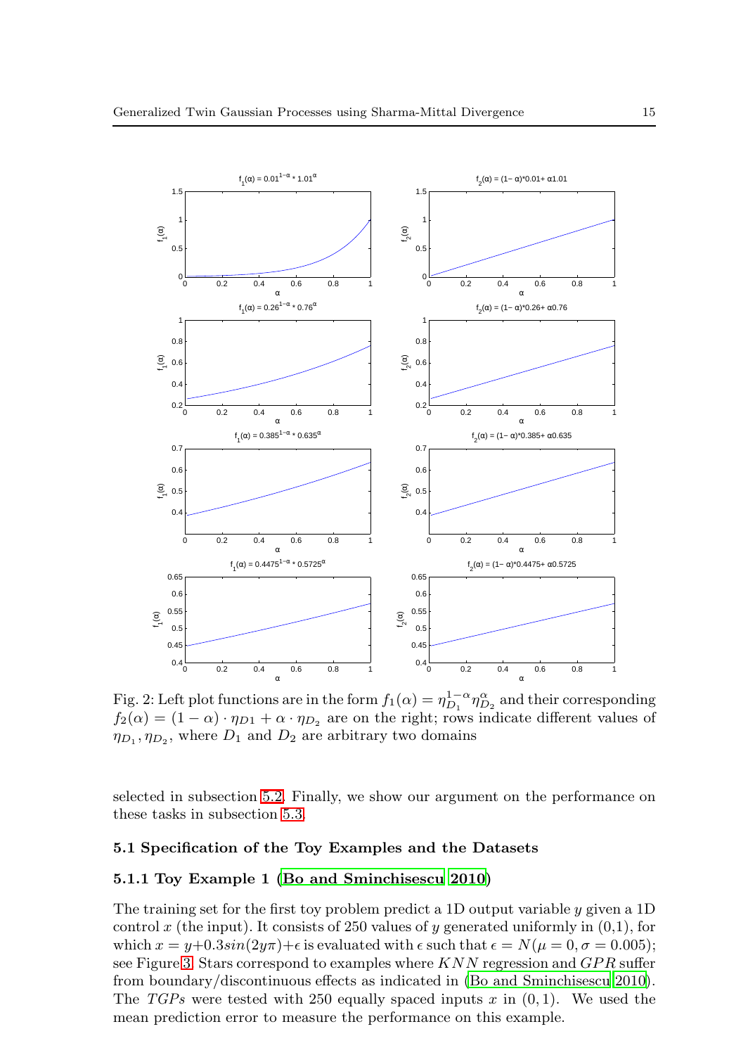Fig. 2: Left plot functions are in the form $f_1(\alpha) = \eta_{D_1}^{1-\alpha}\eta_{D_2}^{\alpha}$ and their corresponding $f_2(\alpha) = (1-\alpha)\cdot\eta_{D1} + \alpha\cdot\eta_{D_2}$ are on the right; rows indicate different values of $\eta_{D_1}, \eta_{D_2}$, where $D_1$ and $D_2$ are arbitrary two domains

selected in subsection 5.2. Finally, we show our argument on the performance on these tasks in subsection 5.3.

### 5.1 Specification of the Toy Examples and the Datasets

#### 5.1.1 Toy Example 1 (Bo and Sminchisescu 2010)

The training set for the first toy problem predict a 1D output variable $y$ given a 1D control $x$ (the input). It consists of 250 values of $y$ generated uniformly in (0,1), for which $x = y + 0.3sin(2y\pi) + \epsilon$ is evaluated with $\epsilon$ such that $\epsilon = N(\mu = 0, \sigma = 0.005)$; see Figure 3. Stars correspond to examples where $KNN$ regression and $GPR$ suffer from boundary/discontinuous effects as indicated in (Bo and Sminchisescu 2010). The *TGPs* were tested with 250 equally spaced inputs $x$ in $(0, 1)$. We used the mean prediction error to measure the performance on this example.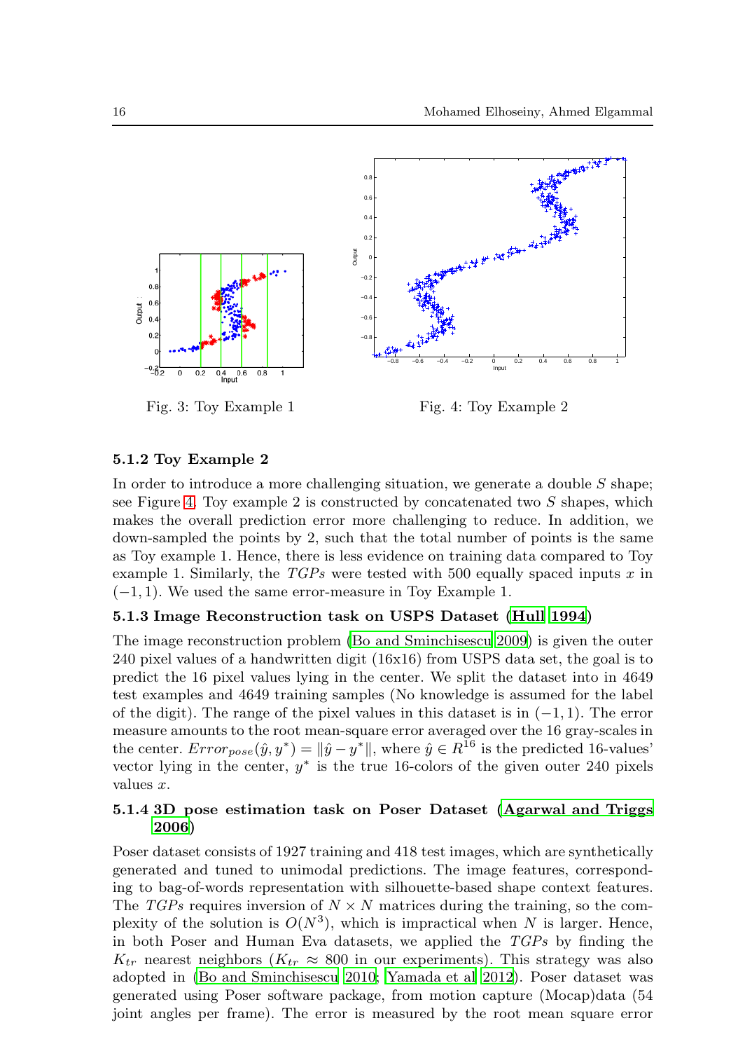Fig. 3: Toy Example 1

Fig. 4: Toy Example 2

### 5.1.2 Toy Example 2

In order to introduce a more challenging situation, we generate a double $S$ shape; see Figure 4. Toy example 2 is constructed by concatenated two $S$ shapes, which makes the overall prediction error more challenging to reduce. In addition, we down-sampled the points by 2, such that the total number of points is the same as Toy example 1. Hence, there is less evidence on training data compared to Toy example 1. Similarly, the *TGPs* were tested with 500 equally spaced inputs $x$ in $(-1, 1)$. We used the same error-measure in Toy Example 1.

### 5.1.3 Image Reconstruction task on USPS Dataset (Hull 1994)

The image reconstruction problem (Bo and Sminchisescu 2009) is given the outer 240 pixel values of a handwritten digit (16x16) from USPS data set, the goal is to predict the 16 pixel values lying in the center. We split the dataset into in 4649 test examples and 4649 training samples (No knowledge is assumed for the label of the digit). The range of the pixel values in this dataset is in $(-1, 1)$. The error measure amounts to the root mean-square error averaged over the 16 gray-scales in the center. $Error_{pose}(\hat{y}, y^*) = \|\hat{y} - y^*\|$, where $\hat{y} \in R^{16}$ is the predicted 16-values' vector lying in the center, $y^*$ is the true 16-colors of the given outer 240 pixels values $x$.

### 5.1.4 3D pose estimation task on Poser Dataset (Agarwal and Triggs 2006)

Poser dataset consists of 1927 training and 418 test images, which are synthetically generated and tuned to unimodal predictions. The image features, corresponding to bag-of-words representation with silhouette-based shape context features. The *TGPs* requires inversion of $N \times N$ matrices during the training, so the complexity of the solution is $O(N^3)$, which is impractical when $N$ is larger. Hence, in both Poser and Human Eva datasets, we applied the *TGPs* by finding the $K_{tr}$ nearest neighbors ($K_{tr} \approx 800$ in our experiments). This strategy was also adopted in (Bo and Sminchisescu 2010; Yamada et al 2012). Poser dataset was generated using Poser software package, from motion capture (Mocap)data (54 joint angles per frame). The error is measured by the root mean square error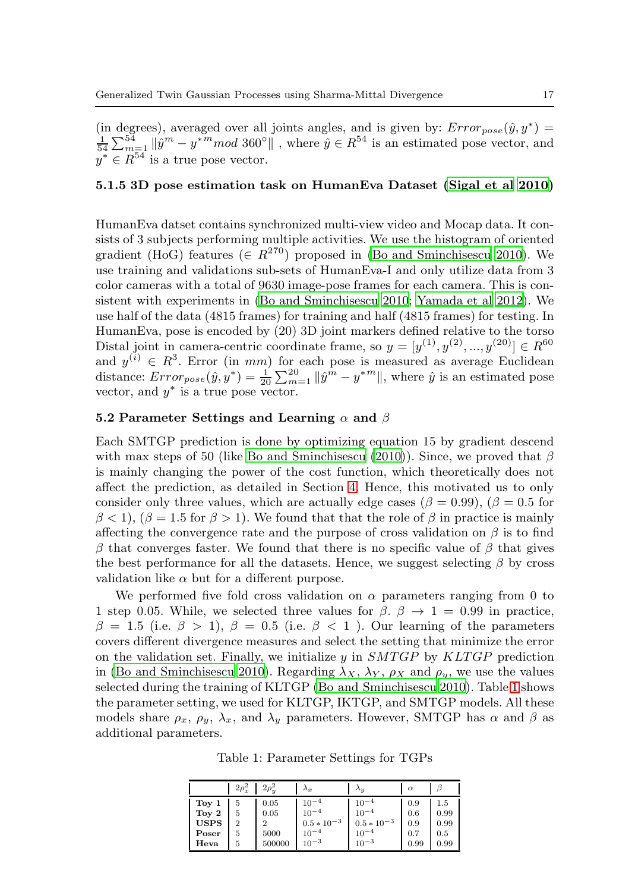(in degrees), averaged over all joints angles, and is given by: $Error_{pose}(\hat{y}, y^*) = \frac{1}{54}\sum_{m=1}^{54} \|\hat{y}^m - y^{*m} mod\ 360°\|$ , where $\hat{y} \in R^{54}$ is an estimated pose vector, and $y^* \in R^{54}$ is a true pose vector.

#### 5.1.5 3D pose estimation task on HumanEva Dataset (Sigal et al 2010)

HumanEva datset contains synchronized multi-view video and Mocap data. It consists of 3 subjects performing multiple activities. We use the histogram of oriented gradient (HoG) features ($\in R^{270}$) proposed in (Bo and Sminchisescu 2010). We use training and validations sub-sets of HumanEva-I and only utilize data from 3 color cameras with a total of 9630 image-pose frames for each camera. This is consistent with experiments in (Bo and Sminchisescu 2010; Yamada et al 2012). We use half of the data (4815 frames) for training and half (4815 frames) for testing. In HumanEva, pose is encoded by (20) 3D joint markers defined relative to the torso Distal joint in camera-centric coordinate frame, so $y = [y^{(1)}, y^{(2)}, ..., y^{(20)}] \in R^{60}$ and $y^{(i)} \in R^3$. Error (in $mm$) for each pose is measured as average Euclidean distance: $Error_{pose}(\hat{y}, y^*) = \frac{1}{20}\sum_{m=1}^{20} \|\hat{y}^m - y^{*m}\|$, where $\hat{y}$ is an estimated pose vector, and $y^*$ is a true pose vector.

### 5.2 Parameter Settings and Learning $\alpha$ and $\beta$

Each SMTGP prediction is done by optimizing equation 15 by gradient descend with max steps of 50 (like Bo and Sminchisescu (2010)). Since, we proved that $\beta$ is mainly changing the power of the cost function, which theoretically does not affect the prediction, as detailed in Section 4. Hence, this motivated us to only consider only three values, which are actually edge cases ($\beta = 0.99$), ($\beta = 0.5$ for $\beta < 1$), ($\beta = 1.5$ for $\beta > 1$). We found that that the role of $\beta$ in practice is mainly affecting the convergence rate and the purpose of cross validation on $\beta$ is to find $\beta$ that converges faster. We found that there is no specific value of $\beta$ that gives the best performance for all the datasets. Hence, we suggest selecting $\beta$ by cross validation like $\alpha$ but for a different purpose.

We performed five fold cross validation on $\alpha$ parameters ranging from 0 to 1 step 0.05. While, we selected three values for $\beta$. $\beta \to 1 = 0.99$ in practice, $\beta = 1.5$ (i.e. $\beta > 1$), $\beta = 0.5$ (i.e. $\beta < 1$ ). Our learning of the parameters covers different divergence measures and select the setting that minimize the error on the validation set. Finally, we initialize $y$ in $SMTGP$ by $KLTGP$ prediction in (Bo and Sminchisescu 2010). Regarding $\lambda_X$, $\lambda_Y$, $\rho_X$ and $\rho_y$, we use the values selected during the training of KLTGP (Bo and Sminchisescu 2010). Table 1 shows the parameter setting, we used for KLTGP, IKTGP, and SMTGP models. All these models share $\rho_x$, $\rho_y$, $\lambda_x$, and $\lambda_y$ parameters. However, SMTGP has $\alpha$ and $\beta$ as additional parameters.

Table 1: Parameter Settings for TGPs

| | $2\rho_x^2$ | $2\rho_y^2$ | $\lambda_x$ | $\lambda_y$ | $\alpha$ | $\beta$ |
|---|---|---|---|---|---|---|
| **Toy 1** | 5 | 0.05 | $10^{-4}$ | $10^{-4}$ | 0.9 | 1.5 |
| **Toy 2** | 5 | 0.05 | $10^{-4}$ | $10^{-4}$ | 0.6 | 0.99 |
| **USPS** | 2 | 2 | $0.5 * 10^{-3}$ | $0.5 * 10^{-3}$ | 0.9 | 0.99 |
| **Poser** | 5 | 5000 | $10^{-4}$ | $10^{-4}$ | 0.7 | 0.5 |
| **Heva** | 5 | 500000 | $10^{-3}$ | $10^{-3}$ | 0.99 | 0.99 |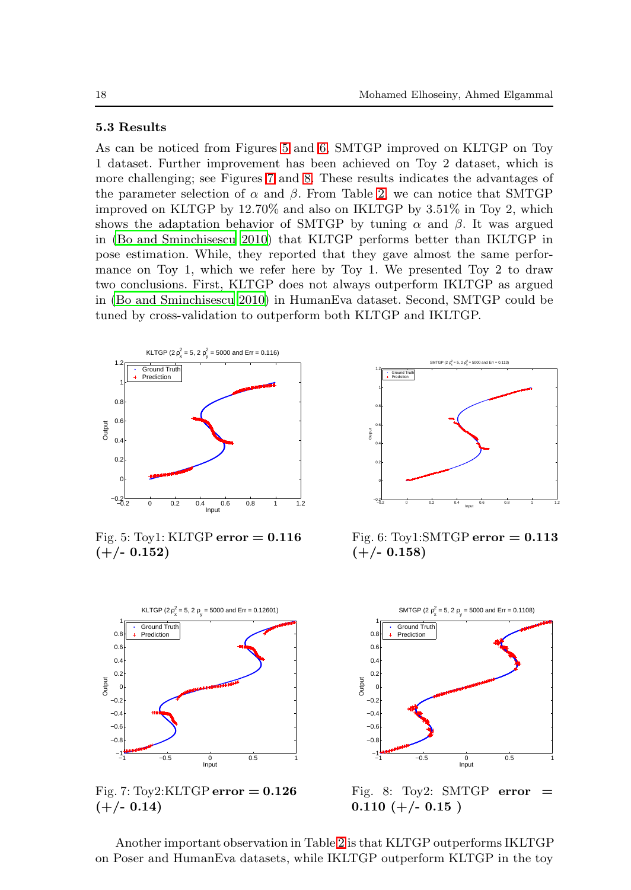### 5.3 Results

As can be noticed from Figures 5 and 6, SMTGP improved on KLTGP on Toy 1 dataset. Further improvement has been achieved on Toy 2 dataset, which is more challenging; see Figures 7 and 8. These results indicates the advantages of the parameter selection of $\alpha$ and $\beta$. From Table 2, we can notice that SMTGP improved on KLTGP by 12.70% and also on IKLTGP by 3.51% in Toy 2, which shows the adaptation behavior of SMTGP by tuning $\alpha$ and $\beta$. It was argued in (Bo and Sminchisescu 2010) that KLTGP performs better than IKLTGP in pose estimation. While, they reported that they gave almost the same performance on Toy 1, which we refer here by Toy 1. We presented Toy 2 to draw two conclusions. First, KLTGP does not always outperform IKLTGP as argued in (Bo and Sminchisescu 2010) in HumanEva dataset. Second, SMTGP could be tuned by cross-validation to outperform both KLTGP and IKLTGP.

Fig. 5: Toy1: KLTGP **error = 0.116 (+/- 0.152)**

Fig. 6: Toy1:SMTGP **error = 0.113 (+/- 0.158)**

Fig. 7: Toy2:KLTGP **error = 0.126 (+/- 0.14)**

Fig. 8: Toy2: SMTGP **error = 0.110 (+/- 0.15 )**

Another important observation in Table 2 is that KLTGP outperforms IKLTGP on Poser and HumanEva datasets, while IKLTGP outperform KLTGP in the toy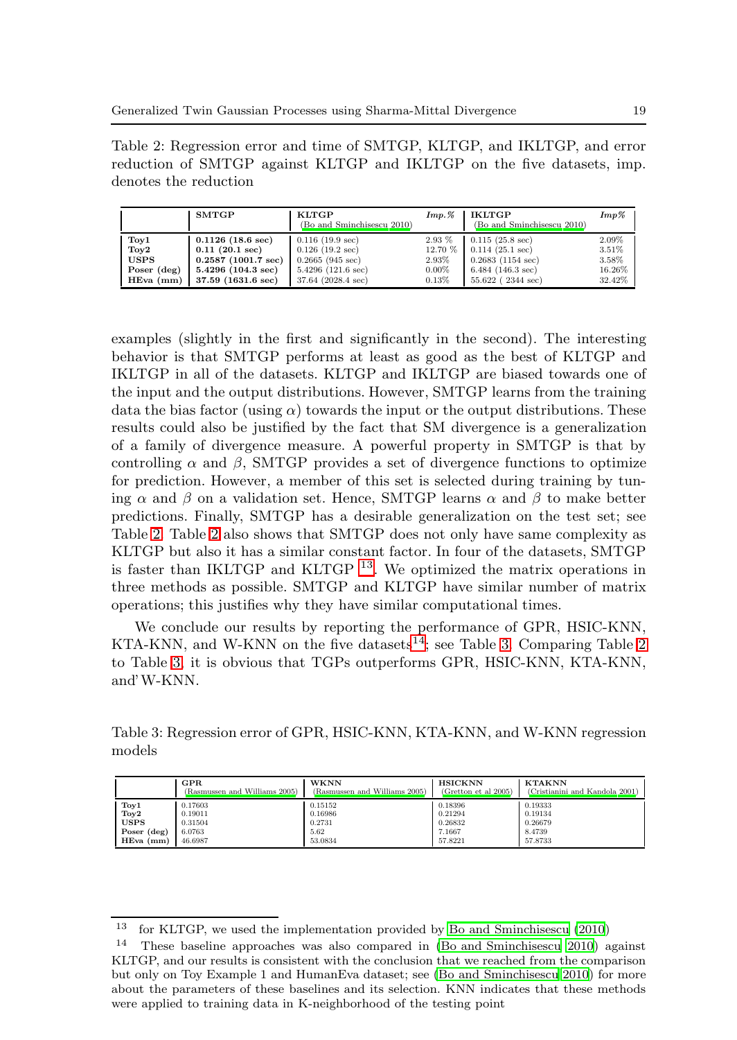Table 2: Regression error and time of SMTGP, KLTGP, and IKLTGP, and error reduction of SMTGP against KLTGP and IKLTGP on the five datasets, imp. denotes the reduction

| | **SMTGP** | **KLTGP** (Bo and Sminchisescu 2010) | *Imp.%* | **IKLTGP** (Bo and Sminchisescu 2010) | *Imp%* |
|---|---|---|---|---|---|
| **Toy1** | **0.1126 (18.6 sec)** | 0.116 (19.9 sec) | 2.93 % | 0.115 (25.8 sec) | 2.09% |
| **Toy2** | **0.11 (20.1 sec)** | 0.126 (19.2 sec) | 12.70 % | 0.114 (25.1 sec) | 3.51% |
| **USPS** | **0.2587 (1001.7 sec)** | 0.2665 (945 sec) | 2.93% | 0.2683 (1154 sec) | 3.58% |
| **Poser (deg)** | **5.4296 (104.3 sec)** | 5.4296 (121.6 sec) | 0.00% | 6.484 (146.3 sec) | 16.26% |
| **HEva (mm)** | **37.59 (1631.6 sec)** | 37.64 (2028.4 sec) | 0.13% | 55.622 ( 2344 sec) | 32.42% |

examples (slightly in the first and significantly in the second). The interesting behavior is that SMTGP performs at least as good as the best of KLTGP and IKLTGP in all of the datasets. KLTGP and IKLTGP are biased towards one of the input and the output distributions. However, SMTGP learns from the training data the bias factor (using $\alpha$) towards the input or the output distributions. These results could also be justified by the fact that SM divergence is a generalization of a family of divergence measure. A powerful property in SMTGP is that by controlling $\alpha$ and $\beta$, SMTGP provides a set of divergence functions to optimize for prediction. However, a member of this set is selected during training by tuning $\alpha$ and $\beta$ on a validation set. Hence, SMTGP learns $\alpha$ and $\beta$ to make better predictions. Finally, SMTGP has a desirable generalization on the test set; see Table 2. Table 2 also shows that SMTGP does not only have same complexity as KLTGP but also it has a similar constant factor. In four of the datasets, SMTGP is faster than IKLTGP and KLTGP [13]. We optimized the matrix operations in three methods as possible. SMTGP and KLTGP have similar number of matrix operations; this justifies why they have similar computational times.

We conclude our results by reporting the performance of GPR, HSIC-KNN, KTA-KNN, and W-KNN on the five datasets[14]; see Table 3. Comparing Table 2 to Table 3, it is obvious that TGPs outperforms GPR, HSIC-KNN, KTA-KNN, and' W-KNN.

Table 3: Regression error of GPR, HSIC-KNN, KTA-KNN, and W-KNN regression models

| | **GPR** (Rasmussen and Williams 2005) | **WKNN** (Rasmussen and Williams 2005) | **HSICKNN** (Gretton et al 2005) | **KTAKNN** (Cristianini and Kandola 2001) |
|---|---|---|---|---|
| **Toy1** | 0.17603 | 0.15152 | 0.18396 | 0.19333 |
| **Toy2** | 0.19011 | 0.16986 | 0.21294 | 0.19134 |
| **USPS** | 0.31504 | 0.2731 | 0.26832 | 0.26679 |
| **Poser (deg)** | 6.0763 | 5.62 | 7.1667 | 8.4739 |
| **HEva (mm)** | 46.6987 | 53.0834 | 57.8221 | 57.8733 |

[13] for KLTGP, we used the implementation provided by Bo and Sminchisescu (2010)

[14] These baseline approaches was also compared in (Bo and Sminchisescu 2010) against KLTGP, and our results is consistent with the conclusion that we reached from the comparison but only on Toy Example 1 and HumanEva dataset; see (Bo and Sminchisescu 2010) for more about the parameters of these baselines and its selection. KNN indicates that these methods were applied to training data in K-neighborhood of the testing point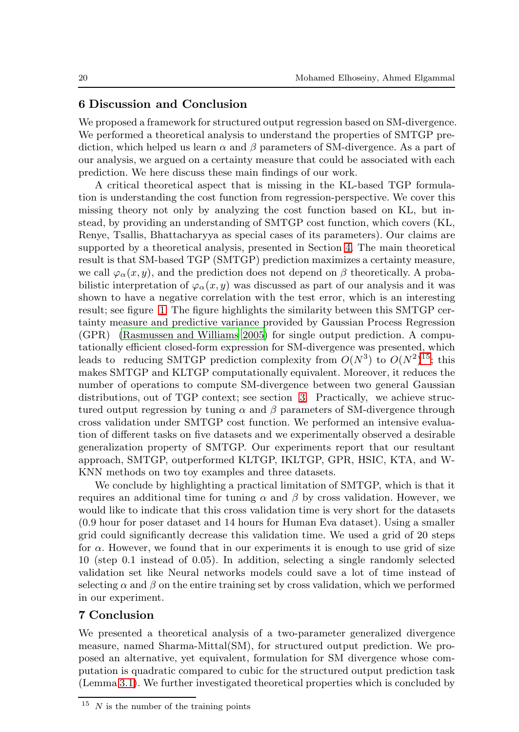## 6 Discussion and Conclusion

We proposed a framework for structured output regression based on SM-divergence. We performed a theoretical analysis to understand the properties of SMTGP prediction, which helped us learn $\alpha$ and $\beta$ parameters of SM-divergence. As a part of our analysis, we argued on a certainty measure that could be associated with each prediction. We here discuss these main findings of our work.

A critical theoretical aspect that is missing in the KL-based TGP formulation is understanding the cost function from regression-perspective. We cover this missing theory not only by analyzing the cost function based on KL, but instead, by providing an understanding of SMTGP cost function, which covers (KL, Renye, Tsallis, Bhattacharyya as special cases of its parameters). Our claims are supported by a theoretical analysis, presented in Section 4. The main theoretical result is that SM-based TGP (SMTGP) prediction maximizes a certainty measure, we call $\varphi_\alpha(x, y)$, and the prediction does not depend on $\beta$ theoretically. A probabilistic interpretation of $\varphi_\alpha(x, y)$ was discussed as part of our analysis and it was shown to have a negative correlation with the test error, which is an interesting result; see figure 1. The figure highlights the similarity between this SMTGP certainty measure and predictive variance provided by Gaussian Process Regression (GPR) (Rasmussen and Williams 2005) for single output prediction. A computationally efficient closed-form expression for SM-divergence was presented, which leads to reducing SMTGP prediction complexity from $O(N^3)$ to $O(N^2)$[15]; this makes SMTGP and KLTGP computationally equivalent. Moreover, it reduces the number of operations to compute SM-divergence between two general Gaussian distributions, out of TGP context; see section 3. Practically, we achieve structured output regression by tuning $\alpha$ and $\beta$ parameters of SM-divergence through cross validation under SMTGP cost function. We performed an intensive evaluation of different tasks on five datasets and we experimentally observed a desirable generalization property of SMTGP. Our experiments report that our resultant approach, SMTGP, outperformed KLTGP, IKLTGP, GPR, HSIC, KTA, and W-KNN methods on two toy examples and three datasets.

We conclude by highlighting a practical limitation of SMTGP, which is that it requires an additional time for tuning $\alpha$ and $\beta$ by cross validation. However, we would like to indicate that this cross validation time is very short for the datasets (0.9 hour for poser dataset and 14 hours for Human Eva dataset). Using a smaller grid could significantly decrease this validation time. We used a grid of 20 steps for $\alpha$. However, we found that in our experiments it is enough to use grid of size 10 (step 0.1 instead of 0.05). In addition, selecting a single randomly selected validation set like Neural networks models could save a lot of time instead of selecting $\alpha$ and $\beta$ on the entire training set by cross validation, which we performed in our experiment.

## 7 Conclusion

We presented a theoretical analysis of a two-parameter generalized divergence measure, named Sharma-Mittal(SM), for structured output prediction. We proposed an alternative, yet equivalent, formulation for SM divergence whose computation is quadratic compared to cubic for the structured output prediction task (Lemma 3.1). We further investigated theoretical properties which is concluded by

[15] $N$ is the number of the training points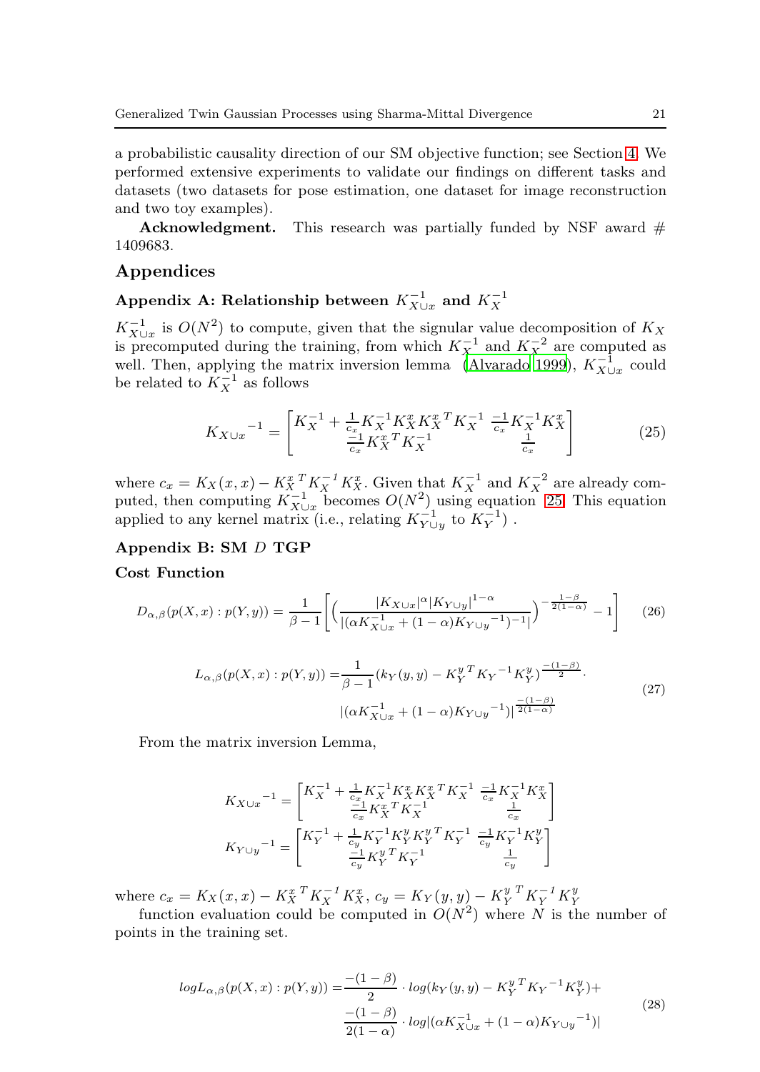a probabilistic causality direction of our SM objective function; see Section 4. We performed extensive experiments to validate our findings on different tasks and datasets (two datasets for pose estimation, one dataset for image reconstruction and two toy examples).

**Acknowledgment.** This research was partially funded by NSF award # 1409683.

## Appendices

### Appendix A: Relationship between $K_{X\cup x}^{-1}$ and $K_X^{-1}$

$K_{X\cup x}^{-1}$ is $O(N^2)$ to compute, given that the signular value decomposition of $K_X$ is precomputed during the training, from which $K_X^{-1}$ and $K_X^{-2}$ are computed as well. Then, applying the matrix inversion lemma (Alvarado 1999), $K_{X\cup x}^{-1}$ could be related to $K_X^{-1}$ as follows

$$
{K_{X\cup x}}^{-1} = \begin{bmatrix} K_X^{-1} + \frac{1}{c_x} K_X^{-1} K_X^x {K_X^x}^T K_X^{-1} & \frac{-1}{c_x} K_X^{-1} K_X^x \\ \frac{-1}{c_x} {K_X^x}^T K_X^{-1} & \frac{1}{c_x} \end{bmatrix} \tag{25}
$$

where $c_x = K_X(x,x) - {K_X^x}^T {K_X}^{-1} K_X^x$. Given that $K_X^{-1}$ and $K_X^{-2}$ are already computed, then computing $K_{X\cup x}^{-1}$ becomes $O(N^2)$ using equation 25. This equation applied to any kernel matrix (i.e., relating $K_{Y\cup y}^{-1}$ to $K_Y^{-1}$) .

### Appendix B: SM $D$ TGP

#### Cost Function

$$
D_{\alpha,\beta}(p(X,x):p(Y,y)) = \frac{1}{\beta-1}\left[\Big(\frac{|K_{X\cup x}|^{\alpha}|K_{Y\cup y}|^{1-\alpha}}{|(\alpha K_{X\cup x}^{-1} + (1-\alpha){K_{Y\cup y}}^{-1})^{-1}|}\Big)^{-\frac{1-\beta}{2(1-\alpha)}} - 1\right] \tag{26}
$$

$$
\begin{aligned}
L_{\alpha,\beta}(p(X,x):p(Y,y)) =& \frac{1}{\beta-1}(k_Y(y,y) - {K_Y^y}^T {K_Y}^{-1} K_Y^y)^{\frac{-(1-\beta)}{2}} \cdot \\
& |(\alpha K_{X\cup x}^{-1} + (1-\alpha){K_{Y\cup y}}^{-1})|^{\frac{-(1-\beta)}{2(1-\alpha)}}
\end{aligned} \tag{27}
$$

From the matrix inversion Lemma,

$$
{K_{X\cup x}}^{-1} = \begin{bmatrix} K_X^{-1} + \frac{1}{c_x} K_X^{-1} K_X^x {K_X^x}^T K_X^{-1} & \frac{-1}{c_x} K_X^{-1} K_X^x \\ \frac{-1}{c_x} {K_X^x}^T K_X^{-1} & \frac{1}{c_x} \end{bmatrix}
$$

$$
{K_{Y\cup y}}^{-1} = \begin{bmatrix} K_Y^{-1} + \frac{1}{c_y} K_Y^{-1} K_Y^y {K_Y^y}^T K_Y^{-1} & \frac{-1}{c_y} K_Y^{-1} K_Y^y \\ \frac{-1}{c_y} {K_Y^y}^T K_Y^{-1} & \frac{1}{c_y} \end{bmatrix}
$$

where $c_x = K_X(x,x) - {K_X^x}^T {K_X}^{-1} K_X^x$, $c_y = K_Y(y,y) - {K_Y^y}^T {K_Y}^{-1} K_Y^y$

function evaluation could be computed in $O(N^2)$ where $N$ is the number of points in the training set.

$$
\begin{aligned}
logL_{\alpha,\beta}(p(X,x):p(Y,y)) =& \frac{-(1-\beta)}{2} \cdot log(k_Y(y,y) - {K_Y^y}^T {K_Y}^{-1} K_Y^y) + \\
& \frac{-(1-\beta)}{2(1-\alpha)} \cdot log|(\alpha K_{X\cup x}^{-1} + (1-\alpha){K_{Y\cup y}}^{-1})|
\end{aligned} \tag{28}
$$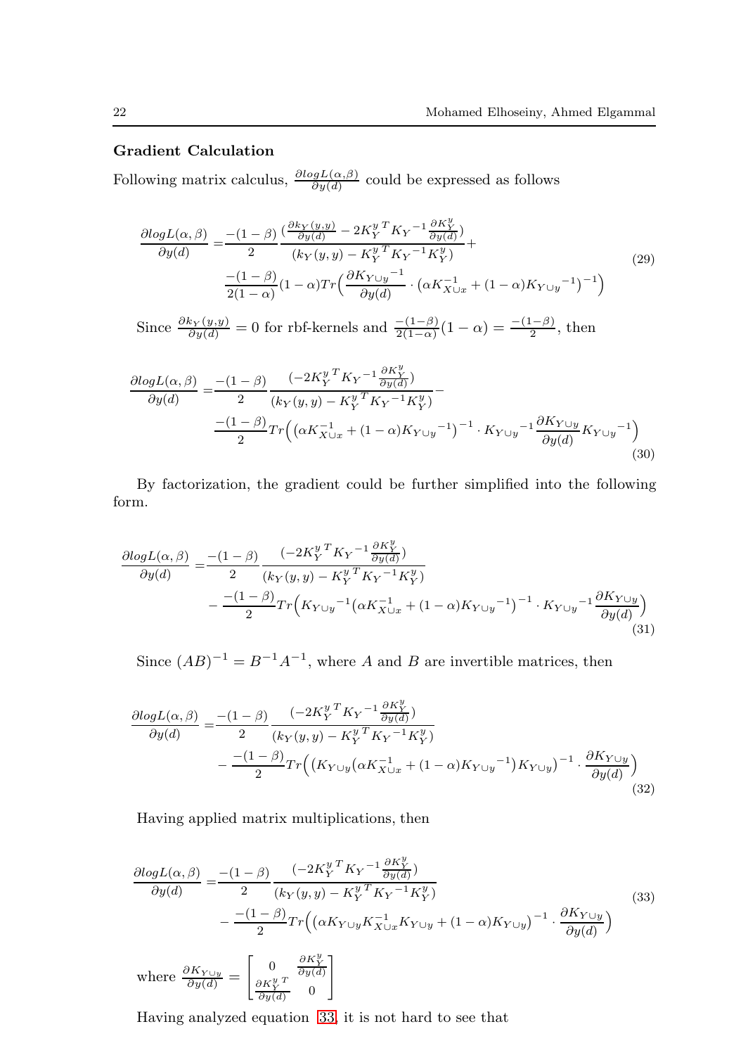**Gradient Calculation**

Following matrix calculus, $\frac{\partial logL(\alpha,\beta)}{\partial y(d)}$ could be expressed as follows

$$
\begin{aligned}
\frac{\partial logL(\alpha,\beta)}{\partial y(d)} =& \frac{-(1-\beta)}{2} \frac{\left(\frac{\partial k_Y(y,y)}{\partial y(d)} - 2{K_Y^y}^T {K_Y}^{-1} \frac{\partial K_Y^y}{\partial y(d)}\right)}{(k_Y(y,y) - {K_Y^y}^T {K_Y}^{-1} K_Y^y)} + \\
& \frac{-(1-\beta)}{2(1-\alpha)} (1-\alpha) Tr\Big( \frac{\partial {K_{Y\cup y}}^{-1}}{\partial y(d)} \cdot \big(\alpha K_{X\cup x}^{-1} + (1-\alpha){K_{Y\cup y}}^{-1}\big)^{-1} \Big)
\end{aligned} \tag{29}
$$

Since $\frac{\partial k_Y(y,y)}{\partial y(d)} = 0$ for rbf-kernels and $\frac{-(1-\beta)}{2(1-\alpha)}(1-\alpha) = \frac{-(1-\beta)}{2}$, then

$$
\begin{aligned}
\frac{\partial logL(\alpha,\beta)}{\partial y(d)} =& \frac{-(1-\beta)}{2} \frac{\left(-2{K_Y^y}^T {K_Y}^{-1} \frac{\partial K_Y^y}{\partial y(d)}\right)}{(k_Y(y,y) - {K_Y^y}^T {K_Y}^{-1} K_Y^y)} - \\
& \frac{-(1-\beta)}{2} Tr\Big( \big(\alpha K_{X\cup x}^{-1} + (1-\alpha){K_{Y\cup y}}^{-1}\big)^{-1} \cdot {K_{Y\cup y}}^{-1} \frac{\partial K_{Y\cup y}}{\partial y(d)} {K_{Y\cup y}}^{-1} \Big)
\end{aligned} \tag{30}
$$

By factorization, the gradient could be further simplified into the following form.

$$
\begin{aligned}
\frac{\partial logL(\alpha,\beta)}{\partial y(d)} =& \frac{-(1-\beta)}{2} \frac{\left(-2{K_Y^y}^T {K_Y}^{-1} \frac{\partial K_Y^y}{\partial y(d)}\right)}{(k_Y(y,y) - {K_Y^y}^T {K_Y}^{-1} K_Y^y)} \\
& - \frac{-(1-\beta)}{2} Tr\Big( {K_{Y\cup y}}^{-1} \big(\alpha K_{X\cup x}^{-1} + (1-\alpha){K_{Y\cup y}}^{-1}\big)^{-1} \cdot {K_{Y\cup y}}^{-1} \frac{\partial K_{Y\cup y}}{\partial y(d)} \Big)
\end{aligned} \tag{31}
$$

Since $(AB)^{-1} = B^{-1}A^{-1}$, where $A$ and $B$ are invertible matrices, then

$$
\begin{aligned}
\frac{\partial logL(\alpha,\beta)}{\partial y(d)} =& \frac{-(1-\beta)}{2} \frac{\left(-2{K_Y^y}^T {K_Y}^{-1} \frac{\partial K_Y^y}{\partial y(d)}\right)}{(k_Y(y,y) - {K_Y^y}^T {K_Y}^{-1} K_Y^y)} \\
& - \frac{-(1-\beta)}{2} Tr\Big( \big(K_{Y\cup y}\big(\alpha K_{X\cup x}^{-1} + (1-\alpha){K_{Y\cup y}}^{-1}\big) K_{Y\cup y}\big)^{-1} \cdot \frac{\partial K_{Y\cup y}}{\partial y(d)} \Big)
\end{aligned} \tag{32}
$$

Having applied matrix multiplications, then

$$
\begin{aligned}
\frac{\partial logL(\alpha,\beta)}{\partial y(d)} =& \frac{-(1-\beta)}{2} \frac{\left(-2{K_Y^y}^T {K_Y}^{-1} \frac{\partial K_Y^y}{\partial y(d)}\right)}{(k_Y(y,y) - {K_Y^y}^T {K_Y}^{-1} K_Y^y)} \\
& - \frac{-(1-\beta)}{2} Tr\Big( \big(\alpha K_{Y\cup y} K_{X\cup x}^{-1} K_{Y\cup y} + (1-\alpha) K_{Y\cup y}\big)^{-1} \cdot \frac{\partial K_{Y\cup y}}{\partial y(d)} \Big)
\end{aligned} \tag{33}
$$

where $\frac{\partial K_{Y\cup y}}{\partial y(d)} = \begin{bmatrix} 0 & \frac{\partial K_Y^y}{\partial y(d)} \\ \frac{\partial {K_Y^y}^T}{\partial y(d)} & 0 \end{bmatrix}$

Having analyzed equation 33, it is not hard to see that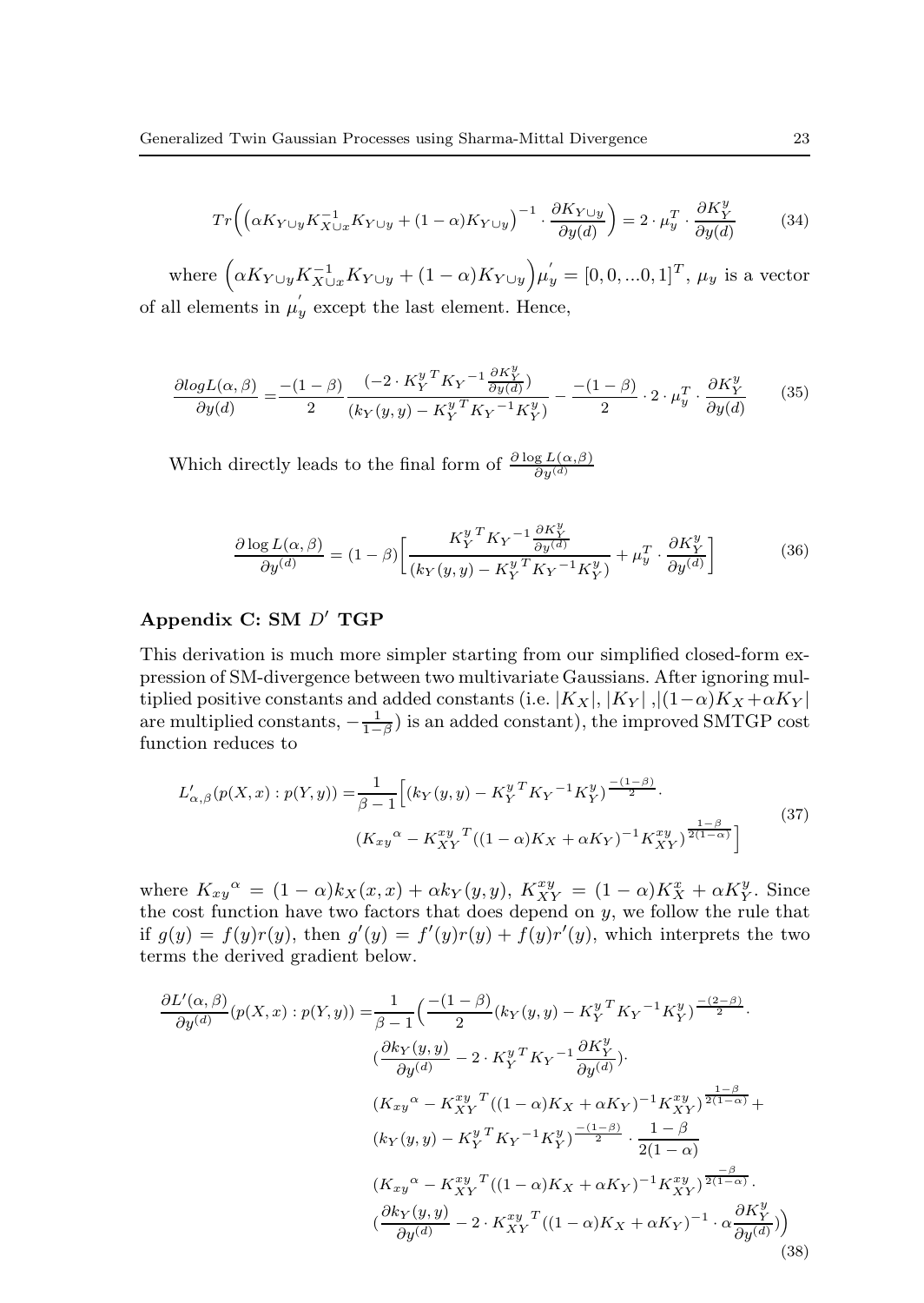$$Tr\Big(\big(\alpha K_{Y\cup y} K_{X\cup x}^{-1} K_{Y\cup y} + (1-\alpha) K_{Y\cup y}\big)^{-1} \cdot \frac{\partial K_{Y\cup y}}{\partial y(d)}\Big) = 2 \cdot \mu_y^T \cdot \frac{\partial K_Y^y}{\partial y(d)} \tag{34}$$

where $\Big(\alpha K_{Y\cup y} K_{X\cup x}^{-1} K_{Y\cup y} + (1-\alpha) K_{Y\cup y}\Big)\mu_y^{'} = [0, 0, ...0, 1]^T$, $\mu_y$ is a vector of all elements in $\mu_y^{'}$ except the last element. Hence,

$$\frac{\partial log L(\alpha,\beta)}{\partial y(d)} = \frac{-(1-\beta)}{2} \frac{(-2 \cdot {K_Y^y}^T {K_Y}^{-1} \frac{\partial K_Y^y}{\partial y(d)})}{(k_Y(y,y) - {K_Y^y}^T {K_Y}^{-1} K_Y^y)} - \frac{-(1-\beta)}{2} \cdot 2 \cdot \mu_y^T \cdot \frac{\partial K_Y^y}{\partial y(d)} \tag{35}$$

Which directly leads to the final form of $\frac{\partial \log L(\alpha,\beta)}{\partial y^{(d)}}$

$$\frac{\partial \log L(\alpha,\beta)}{\partial y^{(d)}} = (1-\beta)\Big[\frac{{K_Y^y}^T {K_Y}^{-1} \frac{\partial K_Y^y}{\partial y^{(d)}}}{(k_Y(y,y) - {K_Y^y}^T {K_Y}^{-1} K_Y^y)} + \mu_y^T \cdot \frac{\partial K_Y^y}{\partial y^{(d)}}\Big] \tag{36}$$

## Appendix C: SM $D'$ TGP

This derivation is much more simpler starting from our simplified closed-form expression of SM-divergence between two multivariate Gaussians. After ignoring multiplied positive constants and added constants (i.e. $|K_X|$, $|K_Y|$ ,$|(1-\alpha)K_X + \alpha K_Y|$ are multiplied constants, $-\frac{1}{1-\beta}$) is an added constant), the improved SMTGP cost function reduces to

$$\begin{aligned} L'_{\alpha,\beta}(p(X,x) : p(Y,y)) = &\frac{1}{\beta-1}\Big[(k_Y(y,y) - {K_Y^y}^T {K_Y}^{-1} K_Y^y)^{\frac{-(1-\beta)}{2}} \cdot \\ &({K_{xy}}^{\alpha} - {K_{XY}^{xy}}^T ((1-\alpha)K_X + \alpha K_Y)^{-1} K_{XY}^{xy})^{\frac{1-\beta}{2(1-\alpha)}}\Big] \end{aligned} \tag{37}$$

where ${K_{xy}}^{\alpha} = (1-\alpha)k_X(x,x) + \alpha k_Y(y,y)$, $K_{XY}^{xy} = (1-\alpha)K_X^x + \alpha K_Y^y$. Since the cost function have two factors that does depend on $y$, we follow the rule that if $g(y) = f(y)r(y)$, then $g'(y) = f'(y)r(y) + f(y)r'(y)$, which interprets the two terms the derived gradient below.

$$\begin{aligned} \frac{\partial L'(\alpha,\beta)}{\partial y^{(d)}}(p(X,x) : p(Y,y)) = &\frac{1}{\beta-1}\Big(\frac{-(1-\beta)}{2}(k_Y(y,y) - {K_Y^y}^T {K_Y}^{-1} K_Y^y)^{\frac{-(2-\beta)}{2}} \cdot \\ &(\frac{\partial k_Y(y,y)}{\partial y^{(d)}} - 2 \cdot {K_Y^y}^T {K_Y}^{-1} \frac{\partial K_Y^y}{\partial y^{(d)}}) \cdot \\ &({K_{xy}}^{\alpha} - {K_{XY}^{xy}}^T ((1-\alpha)K_X + \alpha K_Y)^{-1} K_{XY}^{xy})^{\frac{1-\beta}{2(1-\alpha)}} + \\ &(k_Y(y,y) - {K_Y^y}^T {K_Y}^{-1} K_Y^y)^{\frac{-(1-\beta)}{2}} \cdot \frac{1-\beta}{2(1-\alpha)} \\ &({K_{xy}}^{\alpha} - {K_{XY}^{xy}}^T ((1-\alpha)K_X + \alpha K_Y)^{-1} K_{XY}^{xy})^{\frac{-\beta}{2(1-\alpha)}} \cdot \\ &(\frac{\partial k_Y(y,y)}{\partial y^{(d)}} - 2 \cdot {K_{XY}^{xy}}^T ((1-\alpha)K_X + \alpha K_Y)^{-1} \cdot \alpha \frac{\partial K_Y^y}{\partial y^{(d)}})\Big) \end{aligned} \tag{38}$$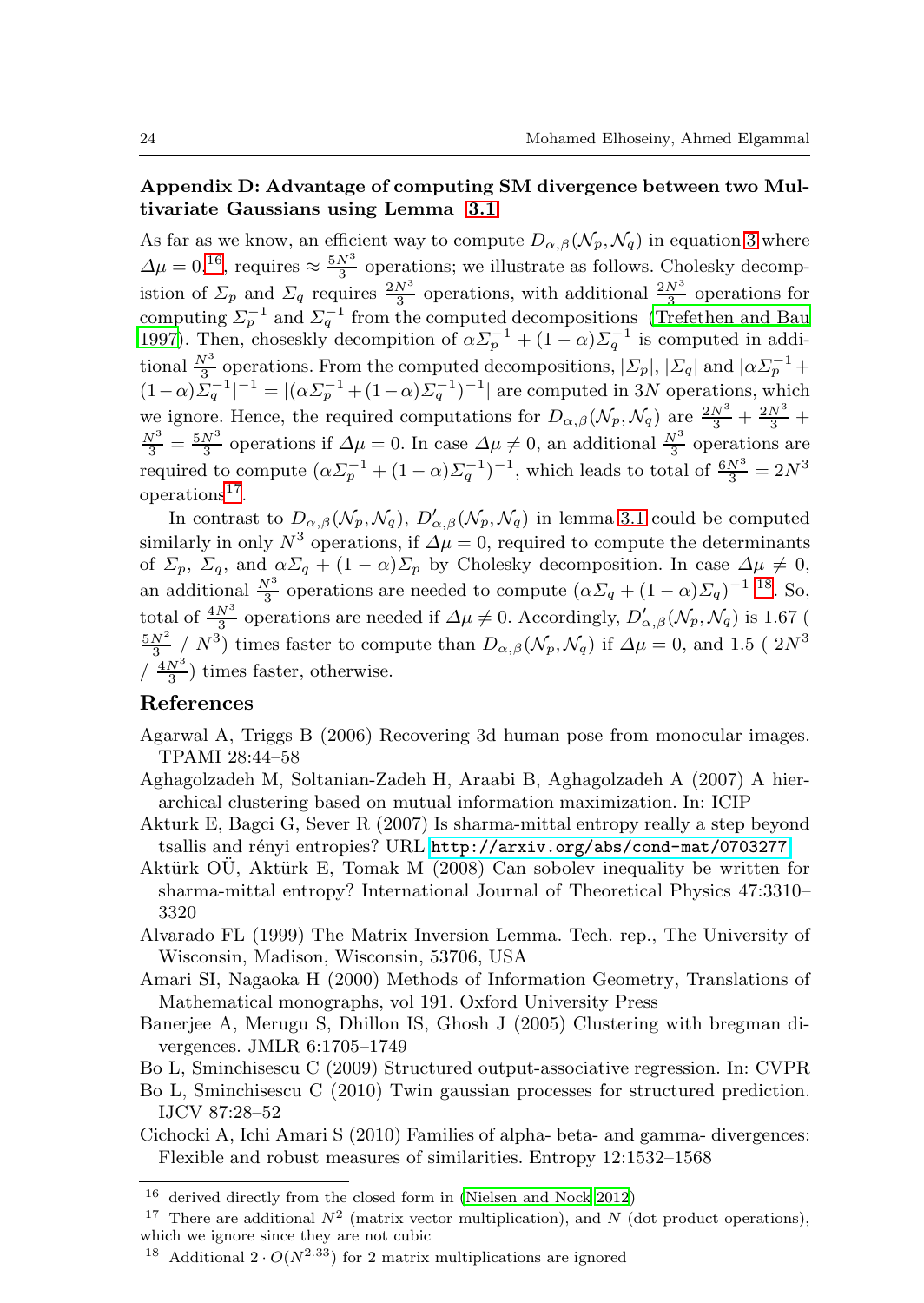### Appendix D: Advantage of computing SM divergence between two Multivariate Gaussians using Lemma 3.1

As far as we know, an efficient way to compute $D_{\alpha,\beta}(\mathcal{N}_p, \mathcal{N}_q)$ in equation 3 where $\Delta\mu = 0$,[16], requires $\approx \frac{5N^3}{3}$ operations; we illustrate as follows. Cholesky decompistion of $\Sigma_p$ and $\Sigma_q$ requires $\frac{2N^3}{3}$ operations, with additional $\frac{2N^3}{3}$ operations for computing $\Sigma_p^{-1}$ and $\Sigma_q^{-1}$ from the computed decompositions (Trefethen and Bau 1997). Then, choseskly decompition of $\alpha\Sigma_p^{-1} + (1-\alpha)\Sigma_q^{-1}$ is computed in additional $\frac{N^3}{3}$ operations. From the computed decompositions, $|\Sigma_p|$, $|\Sigma_q|$ and $|\alpha\Sigma_p^{-1} + (1-\alpha)\Sigma_q^{-1}|^{-1} = |(\alpha\Sigma_p^{-1} + (1-\alpha)\Sigma_q^{-1})^{-1}|$ are computed in $3N$ operations, which we ignore. Hence, the required computations for $D_{\alpha,\beta}(\mathcal{N}_p, \mathcal{N}_q)$ are $\frac{2N^3}{3} + \frac{2N^3}{3} + \frac{N^3}{3} = \frac{5N^3}{3}$ operations if $\Delta\mu = 0$. In case $\Delta\mu \neq 0$, an additional $\frac{N^3}{3}$ operations are required to compute $(\alpha\Sigma_p^{-1} + (1-\alpha)\Sigma_q^{-1})^{-1}$, which leads to total of $\frac{6N^3}{3} = 2N^3$ operations[17].

In contrast to $D_{\alpha,\beta}(\mathcal{N}_p, \mathcal{N}_q)$, $D'_{\alpha,\beta}(\mathcal{N}_p, \mathcal{N}_q)$ in lemma 3.1 could be computed similarly in only $N^3$ operations, if $\Delta\mu = 0$, required to compute the determinants of $\Sigma_p$, $\Sigma_q$, and $\alpha\Sigma_q + (1-\alpha)\Sigma_p$ by Cholesky decomposition. In case $\Delta\mu \neq 0$, an additional $\frac{N^3}{3}$ operations are needed to compute $(\alpha\Sigma_q + (1-\alpha)\Sigma_q)^{-1}$ [18]. So, total of $\frac{4N^3}{3}$ operations are needed if $\Delta\mu \neq 0$. Accordingly, $D'_{\alpha,\beta}(\mathcal{N}_p, \mathcal{N}_q)$ is 1.67 ( $\frac{5N^2}{3}$ / $N^3$) times faster to compute than $D_{\alpha,\beta}(\mathcal{N}_p, \mathcal{N}_q)$ if $\Delta\mu = 0$, and 1.5 ( $2N^3$ / $\frac{4N^3}{3}$) times faster, otherwise.

## References

Agarwal A, Triggs B (2006) Recovering 3d human pose from monocular images. TPAMI 28:44–58

Aghagolzadeh M, Soltanian-Zadeh H, Araabi B, Aghagolzadeh A (2007) A hierarchical clustering based on mutual information maximization. In: ICIP

Akturk E, Bagci G, Sever R (2007) Is sharma-mittal entropy really a step beyond tsallis and rényi entropies? URL http://arxiv.org/abs/cond-mat/0703277

Aktürk OÜ, Aktürk E, Tomak M (2008) Can sobolev inequality be written for sharma-mittal entropy? International Journal of Theoretical Physics 47:3310–3320

Alvarado FL (1999) The Matrix Inversion Lemma. Tech. rep., The University of Wisconsin, Madison, Wisconsin, 53706, USA

Amari SI, Nagaoka H (2000) Methods of Information Geometry, Translations of Mathematical monographs, vol 191. Oxford University Press

Banerjee A, Merugu S, Dhillon IS, Ghosh J (2005) Clustering with bregman divergences. JMLR 6:1705–1749

Bo L, Sminchisescu C (2009) Structured output-associative regression. In: CVPR

Bo L, Sminchisescu C (2010) Twin gaussian processes for structured prediction. IJCV 87:28–52

Cichocki A, Ichi Amari S (2010) Families of alpha- beta- and gamma- divergences: Flexible and robust measures of similarities. Entropy 12:1532–1568

---

[16] derived directly from the closed form in (Nielsen and Nock 2012)

[17] There are additional $N^2$ (matrix vector multiplication), and $N$ (dot product operations), which we ignore since they are not cubic

[18] Additional $2 \cdot O(N^{2.33})$ for 2 matrix multiplications are ignored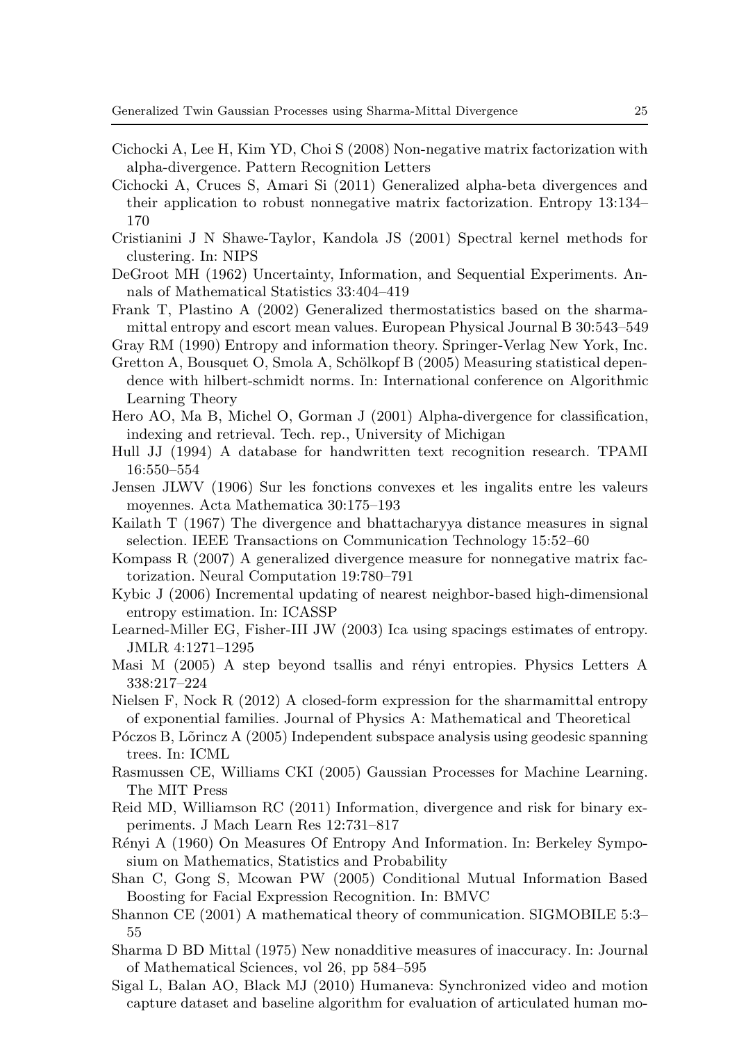Cichocki A, Lee H, Kim YD, Choi S (2008) Non-negative matrix factorization with alpha-divergence. Pattern Recognition Letters

Cichocki A, Cruces S, Amari Si (2011) Generalized alpha-beta divergences and their application to robust nonnegative matrix factorization. Entropy 13:134–170

Cristianini J N Shawe-Taylor, Kandola JS (2001) Spectral kernel methods for clustering. In: NIPS

DeGroot MH (1962) Uncertainty, Information, and Sequential Experiments. Annals of Mathematical Statistics 33:404–419

Frank T, Plastino A (2002) Generalized thermostatistics based on the sharma-mittal entropy and escort mean values. European Physical Journal B 30:543–549

Gray RM (1990) Entropy and information theory. Springer-Verlag New York, Inc.

Gretton A, Bousquet O, Smola A, Schölkopf B (2005) Measuring statistical dependence with hilbert-schmidt norms. In: International conference on Algorithmic Learning Theory

Hero AO, Ma B, Michel O, Gorman J (2001) Alpha-divergence for classification, indexing and retrieval. Tech. rep., University of Michigan

Hull JJ (1994) A database for handwritten text recognition research. TPAMI 16:550–554

Jensen JLWV (1906) Sur les fonctions convexes et les ingalits entre les valeurs moyennes. Acta Mathematica 30:175–193

Kailath T (1967) The divergence and bhattacharyya distance measures in signal selection. IEEE Transactions on Communication Technology 15:52–60

Kompass R (2007) A generalized divergence measure for nonnegative matrix factorization. Neural Computation 19:780–791

Kybic J (2006) Incremental updating of nearest neighbor-based high-dimensional entropy estimation. In: ICASSP

Learned-Miller EG, Fisher-III JW (2003) Ica using spacings estimates of entropy. JMLR 4:1271–1295

Masi M (2005) A step beyond tsallis and rényi entropies. Physics Letters A 338:217–224

Nielsen F, Nock R (2012) A closed-form expression for the sharmamittal entropy of exponential families. Journal of Physics A: Mathematical and Theoretical

Póczos B, Lõrincz A (2005) Independent subspace analysis using geodesic spanning trees. In: ICML

Rasmussen CE, Williams CKI (2005) Gaussian Processes for Machine Learning. The MIT Press

Reid MD, Williamson RC (2011) Information, divergence and risk for binary experiments. J Mach Learn Res 12:731–817

Rényi A (1960) On Measures Of Entropy And Information. In: Berkeley Symposium on Mathematics, Statistics and Probability

Shan C, Gong S, Mcowan PW (2005) Conditional Mutual Information Based Boosting for Facial Expression Recognition. In: BMVC

Shannon CE (2001) A mathematical theory of communication. SIGMOBILE 5:3–55

Sharma D BD Mittal (1975) New nonadditive measures of inaccuracy. In: Journal of Mathematical Sciences, vol 26, pp 584–595

Sigal L, Balan AO, Black MJ (2010) Humaneva: Synchronized video and motion capture dataset and baseline algorithm for evaluation of articulated human mo-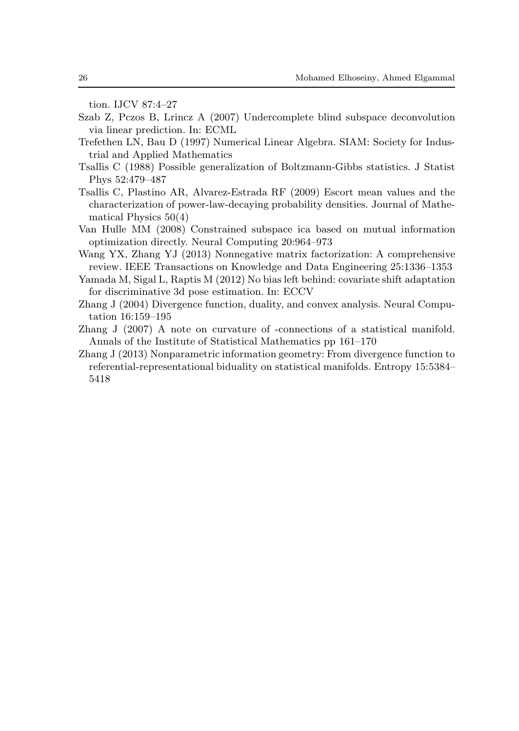tion. IJCV 87:4–27

Szab Z, Pczos B, Lrincz A (2007) Undercomplete blind subspace deconvolution via linear prediction. In: ECML

Trefethen LN, Bau D (1997) Numerical Linear Algebra. SIAM: Society for Industrial and Applied Mathematics

Tsallis C (1988) Possible generalization of Boltzmann-Gibbs statistics. J Statist Phys 52:479–487

Tsallis C, Plastino AR, Alvarez-Estrada RF (2009) Escort mean values and the characterization of power-law-decaying probability densities. Journal of Mathematical Physics 50(4)

Van Hulle MM (2008) Constrained subspace ica based on mutual information optimization directly. Neural Computing 20:964–973

Wang YX, Zhang YJ (2013) Nonnegative matrix factorization: A comprehensive review. IEEE Transactions on Knowledge and Data Engineering 25:1336–1353

Yamada M, Sigal L, Raptis M (2012) No bias left behind: covariate shift adaptation for discriminative 3d pose estimation. In: ECCV

Zhang J (2004) Divergence function, duality, and convex analysis. Neural Computation 16:159–195

Zhang J (2007) A note on curvature of -connections of a statistical manifold. Annals of the Institute of Statistical Mathematics pp 161–170

Zhang J (2013) Nonparametric information geometry: From divergence function to referential-representational biduality on statistical manifolds. Entropy 15:5384–5418